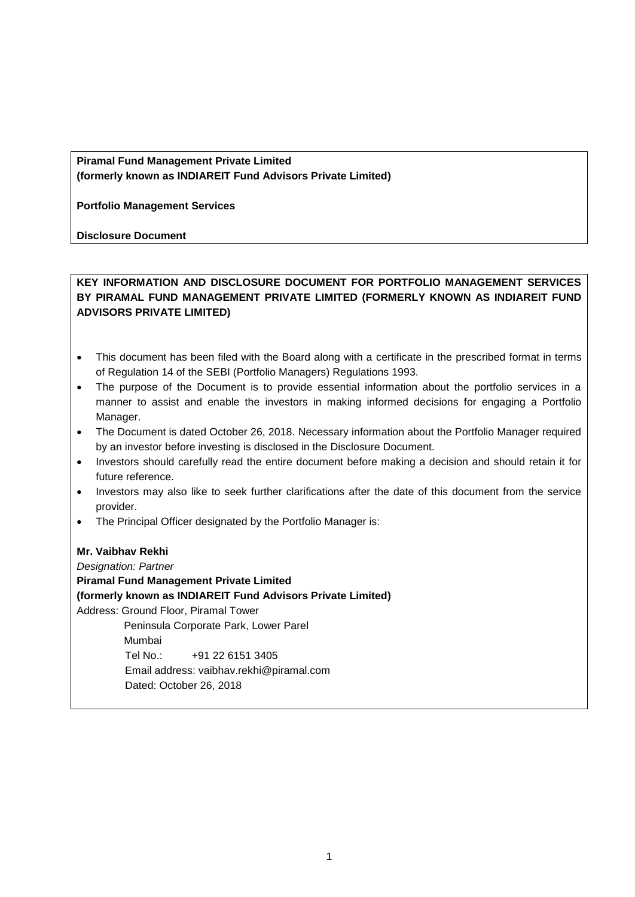**Piramal Fund Management Private Limited**
**(formerly known as INDIAREIT Fund Advisors Private Limited)**

**Portfolio Management Services**

**Disclosure Document**

**KEY INFORMATION AND DISCLOSURE DOCUMENT FOR PORTFOLIO MANAGEMENT SERVICES BY PIRAMAL FUND MANAGEMENT PRIVATE LIMITED (FORMERLY KNOWN AS INDIAREIT FUND ADVISORS PRIVATE LIMITED)**

- This document has been filed with the Board along with a certificate in the prescribed format in terms of Regulation 14 of the SEBI (Portfolio Managers) Regulations 1993.
- The purpose of the Document is to provide essential information about the portfolio services in a manner to assist and enable the investors in making informed decisions for engaging a Portfolio Manager.
- The Document is dated October 26, 2018. Necessary information about the Portfolio Manager required by an investor before investing is disclosed in the Disclosure Document.
- Investors should carefully read the entire document before making a decision and should retain it for future reference.
- Investors may also like to seek further clarifications after the date of this document from the service provider.
- The Principal Officer designated by the Portfolio Manager is:

**Mr. Vaibhav Rekhi**
*Designation: Partner*
**Piramal Fund Management Private Limited**
**(formerly known as INDIAREIT Fund Advisors Private Limited)**
Address: Ground Floor, Piramal Tower
Peninsula Corporate Park, Lower Parel
Mumbai
Tel No.: +91 22 6151 3405
Email address: vaibhav.rekhi@piramal.com
Dated: October 26, 2018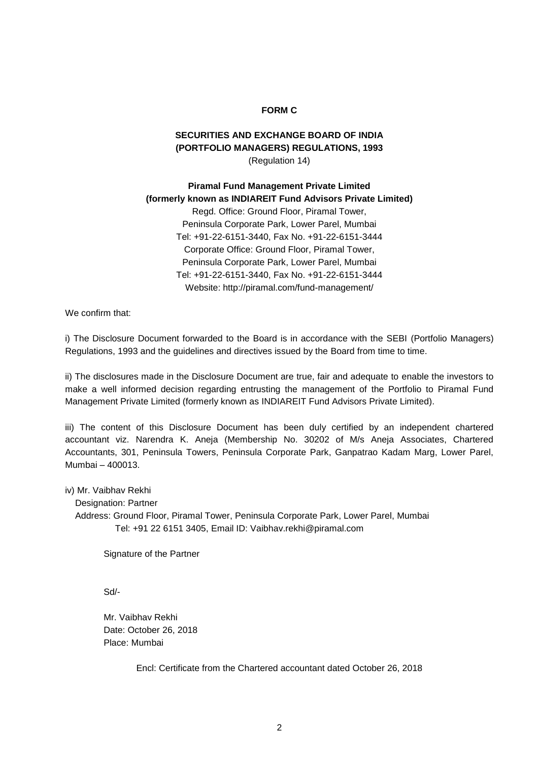**FORM C**

**SECURITIES AND EXCHANGE BOARD OF INDIA**
**(PORTFOLIO MANAGERS) REGULATIONS, 1993**
(Regulation 14)

**Piramal Fund Management Private Limited**
**(formerly known as INDIAREIT Fund Advisors Private Limited)**
Regd. Office: Ground Floor, Piramal Tower,
Peninsula Corporate Park, Lower Parel, Mumbai
Tel: +91-22-6151-3440, Fax No. +91-22-6151-3444
Corporate Office: Ground Floor, Piramal Tower,
Peninsula Corporate Park, Lower Parel, Mumbai
Tel: +91-22-6151-3440, Fax No. +91-22-6151-3444
Website: http://piramal.com/fund-management/

We confirm that:

i) The Disclosure Document forwarded to the Board is in accordance with the SEBI (Portfolio Managers) Regulations, 1993 and the guidelines and directives issued by the Board from time to time.

ii) The disclosures made in the Disclosure Document are true, fair and adequate to enable the investors to make a well informed decision regarding entrusting the management of the Portfolio to Piramal Fund Management Private Limited (formerly known as INDIAREIT Fund Advisors Private Limited).

iii) The content of this Disclosure Document has been duly certified by an independent chartered accountant viz. Narendra K. Aneja (Membership No. 30202 of M/s Aneja Associates, Chartered Accountants, 301, Peninsula Towers, Peninsula Corporate Park, Ganpatrao Kadam Marg, Lower Parel, Mumbai – 400013.

iv) Mr. Vaibhav Rekhi
Designation: Partner
Address: Ground Floor, Piramal Tower, Peninsula Corporate Park, Lower Parel, Mumbai
Tel: +91 22 6151 3405, Email ID: Vaibhav.rekhi@piramal.com

Signature of the Partner

Sd/-

Mr. Vaibhav Rekhi
Date: October 26, 2018
Place: Mumbai

Encl: Certificate from the Chartered accountant dated October 26, 2018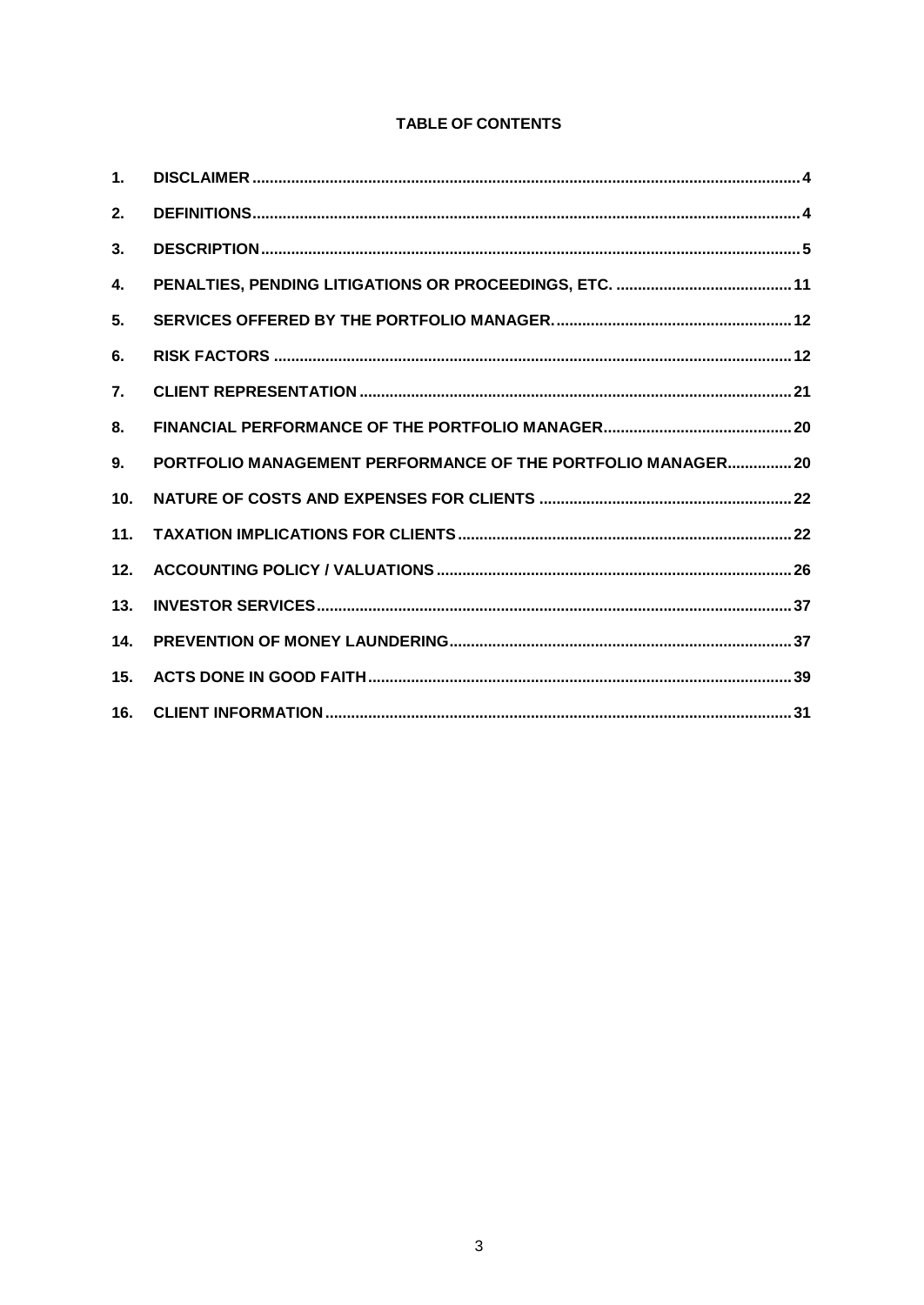**TABLE OF CONTENTS**

| | | |
|---|---|---|
| 1. | DISCLAIMER | 4 |
| 2. | DEFINITIONS | 4 |
| 3. | DESCRIPTION | 5 |
| 4. | PENALTIES, PENDING LITIGATIONS OR PROCEEDINGS, ETC. | 11 |
| 5. | SERVICES OFFERED BY THE PORTFOLIO MANAGER. | 12 |
| 6. | RISK FACTORS | 12 |
| 7. | CLIENT REPRESENTATION | 21 |
| 8. | FINANCIAL PERFORMANCE OF THE PORTFOLIO MANAGER | 20 |
| 9. | PORTFOLIO MANAGEMENT PERFORMANCE OF THE PORTFOLIO MANAGER | 20 |
| 10. | NATURE OF COSTS AND EXPENSES FOR CLIENTS | 22 |
| 11. | TAXATION IMPLICATIONS FOR CLIENTS | 22 |
| 12. | ACCOUNTING POLICY / VALUATIONS | 26 |
| 13. | INVESTOR SERVICES | 37 |
| 14. | PREVENTION OF MONEY LAUNDERING | 37 |
| 15. | ACTS DONE IN GOOD FAITH | 39 |
| 16. | CLIENT INFORMATION | 31 |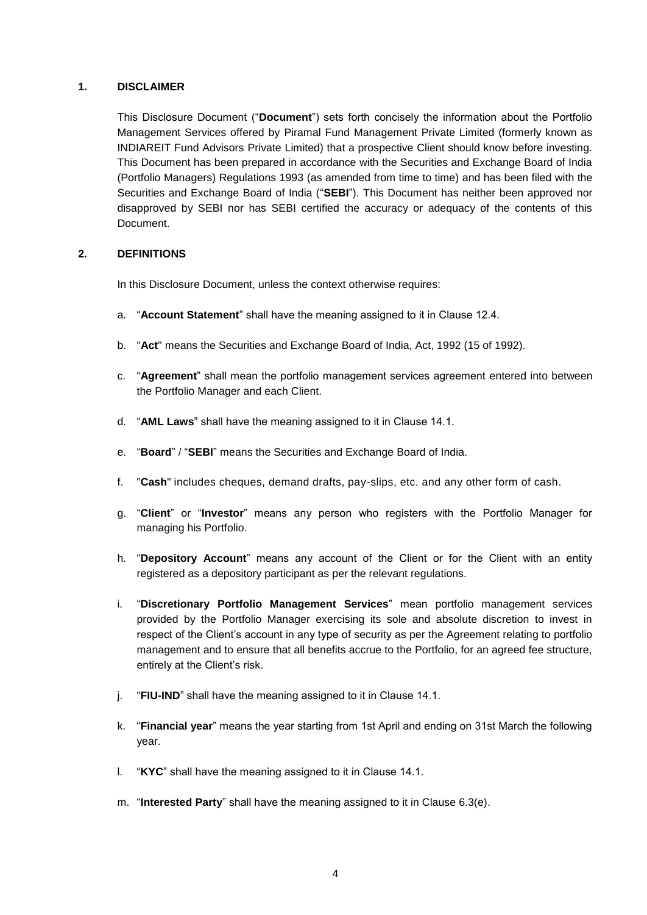## 1. DISCLAIMER

This Disclosure Document ("**Document**") sets forth concisely the information about the Portfolio Management Services offered by Piramal Fund Management Private Limited (formerly known as INDIAREIT Fund Advisors Private Limited) that a prospective Client should know before investing. This Document has been prepared in accordance with the Securities and Exchange Board of India (Portfolio Managers) Regulations 1993 (as amended from time to time) and has been filed with the Securities and Exchange Board of India ("**SEBI**"). This Document has neither been approved nor disapproved by SEBI nor has SEBI certified the accuracy or adequacy of the contents of this Document.

## 2. DEFINITIONS

In this Disclosure Document, unless the context otherwise requires:

a. "**Account Statement**" shall have the meaning assigned to it in Clause 12.4.

b. "**Act**" means the Securities and Exchange Board of India, Act, 1992 (15 of 1992).

c. "**Agreement**" shall mean the portfolio management services agreement entered into between the Portfolio Manager and each Client.

d. "**AML Laws**" shall have the meaning assigned to it in Clause 14.1.

e. "**Board**" / "**SEBI**" means the Securities and Exchange Board of India.

f. "**Cash**" includes cheques, demand drafts, pay-slips, etc. and any other form of cash.

g. "**Client**" or "**Investor**" means any person who registers with the Portfolio Manager for managing his Portfolio.

h. "**Depository Account**" means any account of the Client or for the Client with an entity registered as a depository participant as per the relevant regulations.

i. "**Discretionary Portfolio Management Services**" mean portfolio management services provided by the Portfolio Manager exercising its sole and absolute discretion to invest in respect of the Client's account in any type of security as per the Agreement relating to portfolio management and to ensure that all benefits accrue to the Portfolio, for an agreed fee structure, entirely at the Client's risk.

j. "**FIU-IND**" shall have the meaning assigned to it in Clause 14.1.

k. "**Financial year**" means the year starting from 1st April and ending on 31st March the following year.

l. "**KYC**" shall have the meaning assigned to it in Clause 14.1.

m. "**Interested Party**" shall have the meaning assigned to it in Clause 6.3(e).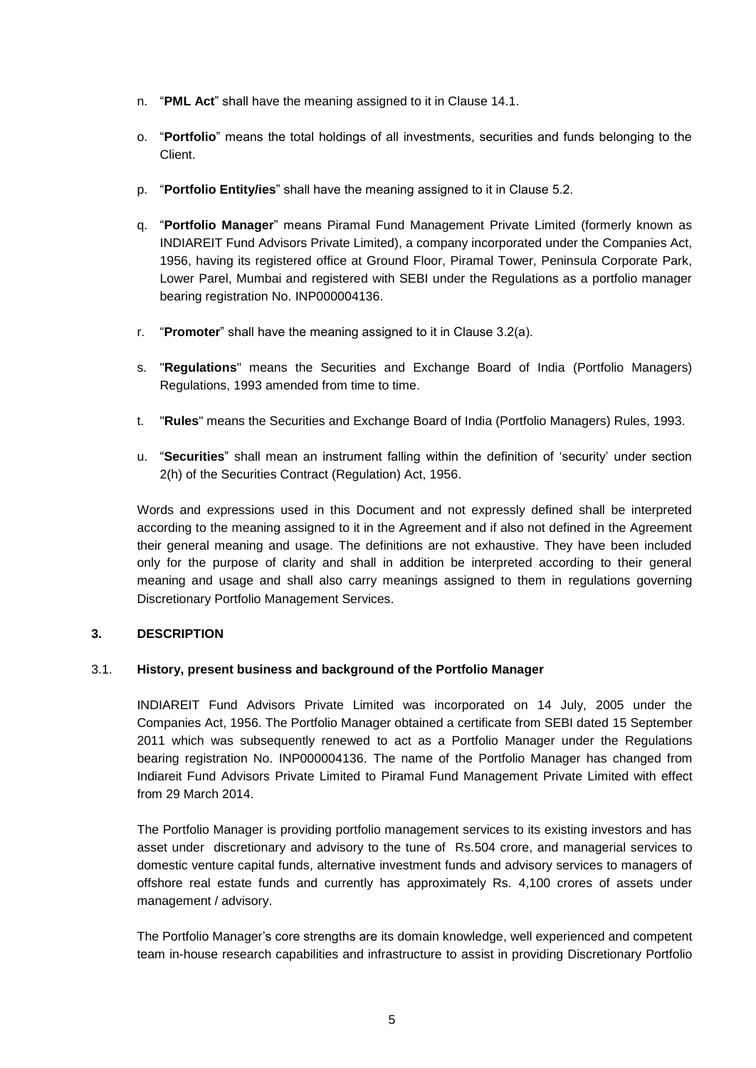n. "**PML Act**" shall have the meaning assigned to it in Clause 14.1.

o. "**Portfolio**" means the total holdings of all investments, securities and funds belonging to the Client.

p. "**Portfolio Entity/ies**" shall have the meaning assigned to it in Clause 5.2.

q. "**Portfolio Manager**" means Piramal Fund Management Private Limited (formerly known as INDIAREIT Fund Advisors Private Limited), a company incorporated under the Companies Act, 1956, having its registered office at Ground Floor, Piramal Tower, Peninsula Corporate Park, Lower Parel, Mumbai and registered with SEBI under the Regulations as a portfolio manager bearing registration No. INP000004136.

r. "**Promoter**" shall have the meaning assigned to it in Clause 3.2(a).

s. "**Regulations**" means the Securities and Exchange Board of India (Portfolio Managers) Regulations, 1993 amended from time to time.

t. "**Rules**" means the Securities and Exchange Board of India (Portfolio Managers) Rules, 1993.

u. "**Securities**" shall mean an instrument falling within the definition of 'security' under section 2(h) of the Securities Contract (Regulation) Act, 1956.

Words and expressions used in this Document and not expressly defined shall be interpreted according to the meaning assigned to it in the Agreement and if also not defined in the Agreement their general meaning and usage. The definitions are not exhaustive. They have been included only for the purpose of clarity and shall in addition be interpreted according to their general meaning and usage and shall also carry meanings assigned to them in regulations governing Discretionary Portfolio Management Services.

## 3. DESCRIPTION

### 3.1. History, present business and background of the Portfolio Manager

INDIAREIT Fund Advisors Private Limited was incorporated on 14 July, 2005 under the Companies Act, 1956. The Portfolio Manager obtained a certificate from SEBI dated 15 September 2011 which was subsequently renewed to act as a Portfolio Manager under the Regulations bearing registration No. INP000004136. The name of the Portfolio Manager has changed from Indiareit Fund Advisors Private Limited to Piramal Fund Management Private Limited with effect from 29 March 2014.

The Portfolio Manager is providing portfolio management services to its existing investors and has asset under discretionary and advisory to the tune of Rs.504 crore, and managerial services to domestic venture capital funds, alternative investment funds and advisory services to managers of offshore real estate funds and currently has approximately Rs. 4,100 crores of assets under management / advisory.

The Portfolio Manager's core strengths are its domain knowledge, well experienced and competent team in-house research capabilities and infrastructure to assist in providing Discretionary Portfolio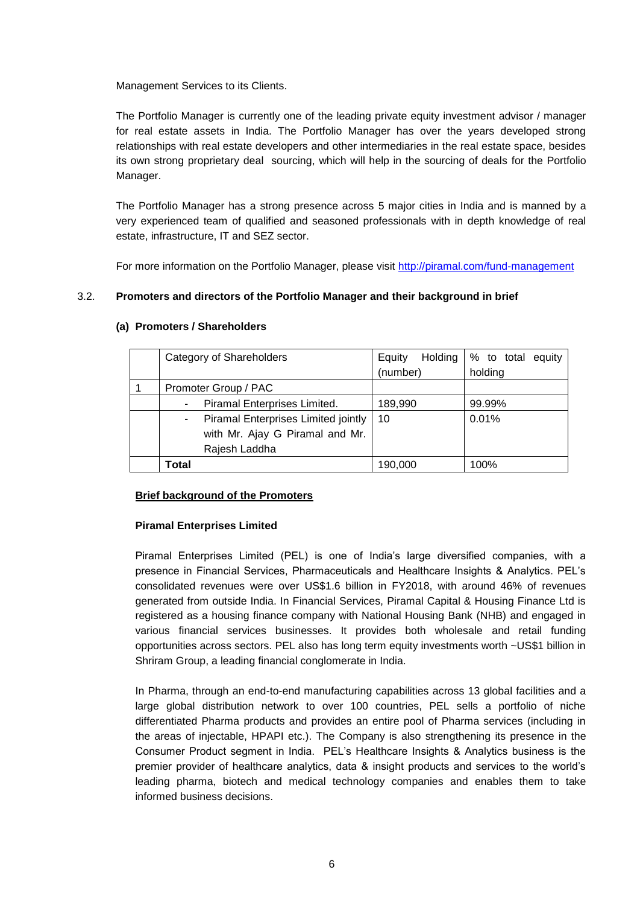Management Services to its Clients.

The Portfolio Manager is currently one of the leading private equity investment advisor / manager for real estate assets in India. The Portfolio Manager has over the years developed strong relationships with real estate developers and other intermediaries in the real estate space, besides its own strong proprietary deal sourcing, which will help in the sourcing of deals for the Portfolio Manager.

The Portfolio Manager has a strong presence across 5 major cities in India and is manned by a very experienced team of qualified and seasoned professionals with in depth knowledge of real estate, infrastructure, IT and SEZ sector.

For more information on the Portfolio Manager, please visit http://piramal.com/fund-management

### 3.2. Promoters and directors of the Portfolio Manager and their background in brief

#### (a) Promoters / Shareholders

| | Category of Shareholders | Equity Holding (number) | % to total equity holding |
|---|---|---|---|
| 1 | Promoter Group / PAC | | |
| | - Piramal Enterprises Limited. | 189,990 | 99.99% |
| | - Piramal Enterprises Limited jointly with Mr. Ajay G Piramal and Mr. Rajesh Laddha | 10 | 0.01% |
| | **Total** | 190,000 | 100% |

**Brief background of the Promoters**

**Piramal Enterprises Limited**

Piramal Enterprises Limited (PEL) is one of India's large diversified companies, with a presence in Financial Services, Pharmaceuticals and Healthcare Insights & Analytics. PEL's consolidated revenues were over US$1.6 billion in FY2018, with around 46% of revenues generated from outside India. In Financial Services, Piramal Capital & Housing Finance Ltd is registered as a housing finance company with National Housing Bank (NHB) and engaged in various financial services businesses. It provides both wholesale and retail funding opportunities across sectors. PEL also has long term equity investments worth ~US$1 billion in Shriram Group, a leading financial conglomerate in India.

In Pharma, through an end-to-end manufacturing capabilities across 13 global facilities and a large global distribution network to over 100 countries, PEL sells a portfolio of niche differentiated Pharma products and provides an entire pool of Pharma services (including in the areas of injectable, HPAPI etc.). The Company is also strengthening its presence in the Consumer Product segment in India. PEL's Healthcare Insights & Analytics business is the premier provider of healthcare analytics, data & insight products and services to the world's leading pharma, biotech and medical technology companies and enables them to take informed business decisions.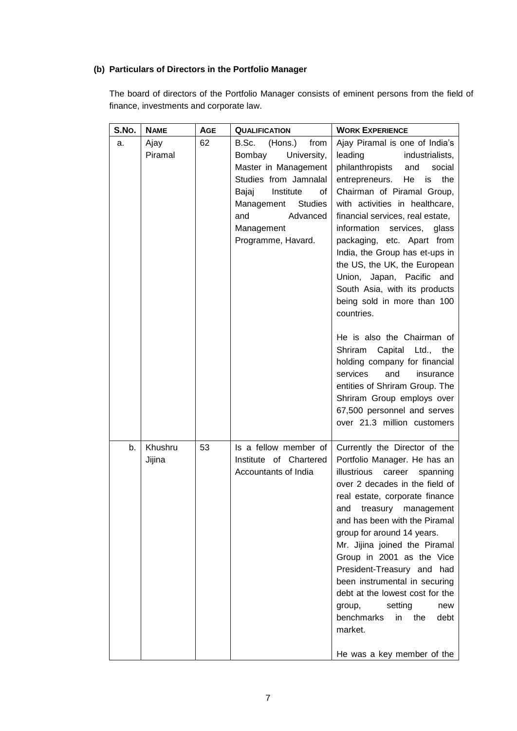**(b) Particulars of Directors in the Portfolio Manager**

The board of directors of the Portfolio Manager consists of eminent persons from the field of finance, investments and corporate law.

| S.No. | Name | Age | Qualification | Work Experience |
|---|---|---|---|---|
| a. | Ajay Piramal | 62 | B.Sc. (Hons.) from Bombay University, Master in Management Studies from Jamnalal Bajaj Institute of Management Studies and Advanced Management Programme, Havard. | Ajay Piramal is one of India's leading industrialists, philanthropists and social entrepreneurs. He is the Chairman of Piramal Group, with activities in healthcare, financial services, real estate, information services, glass packaging, etc. Apart from India, the Group has et-ups in the US, the UK, the European Union, Japan, Pacific and South Asia, with its products being sold in more than 100 countries.<br><br>He is also the Chairman of Shriram Capital Ltd., the holding company for financial services and insurance entities of Shriram Group. The Shriram Group employs over 67,500 personnel and serves over 21.3 million customers |
| b. | Khushru Jijina | 53 | Is a fellow member of Institute of Chartered Accountants of India | Currently the Director of the Portfolio Manager. He has an illustrious career spanning over 2 decades in the field of real estate, corporate finance and treasury management and has been with the Piramal group for around 14 years.<br>Mr. Jijina joined the Piramal Group in 2001 as the Vice President-Treasury and had been instrumental in securing debt at the lowest cost for the group, setting new benchmarks in the debt market.<br><br>He was a key member of the |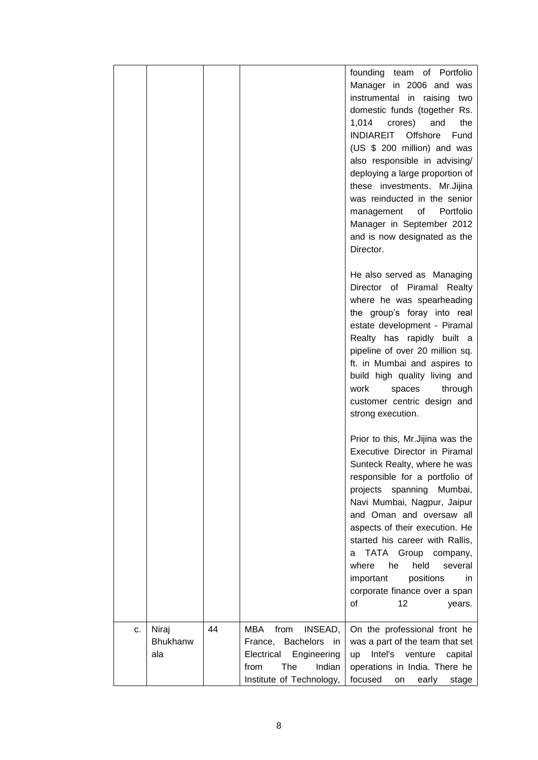| | | | | |
|---|---|---|---|---|
| | | | | founding team of Portfolio Manager in 2006 and was instrumental in raising two domestic funds (together Rs. 1,014 crores) and the INDIAREIT Offshore Fund (US $ 200 million) and was also responsible in advising/ deploying a large proportion of these investments. Mr.Jijina was reinducted in the senior management of Portfolio Manager in September 2012 and is now designated as the Director.<br><br>He also served as Managing Director of Piramal Realty where he was spearheading the group's foray into real estate development - Piramal Realty has rapidly built a pipeline of over 20 million sq. ft. in Mumbai and aspires to build high quality living and work spaces through customer centric design and strong execution.<br><br>Prior to this, Mr.Jijina was the Executive Director in Piramal Sunteck Realty, where he was responsible for a portfolio of projects spanning Mumbai, Navi Mumbai, Nagpur, Jaipur and Oman and oversaw all aspects of their execution. He started his career with Rallis, a TATA Group company, where he held several important positions in corporate finance over a span of 12 years. |
| c. | Niraj Bhukhanwala | 44 | MBA from INSEAD, France, Bachelors in Electrical Engineering from The Indian Institute of Technology, | On the professional front he was a part of the team that set up Intel's venture capital operations in India. There he focused on early stage |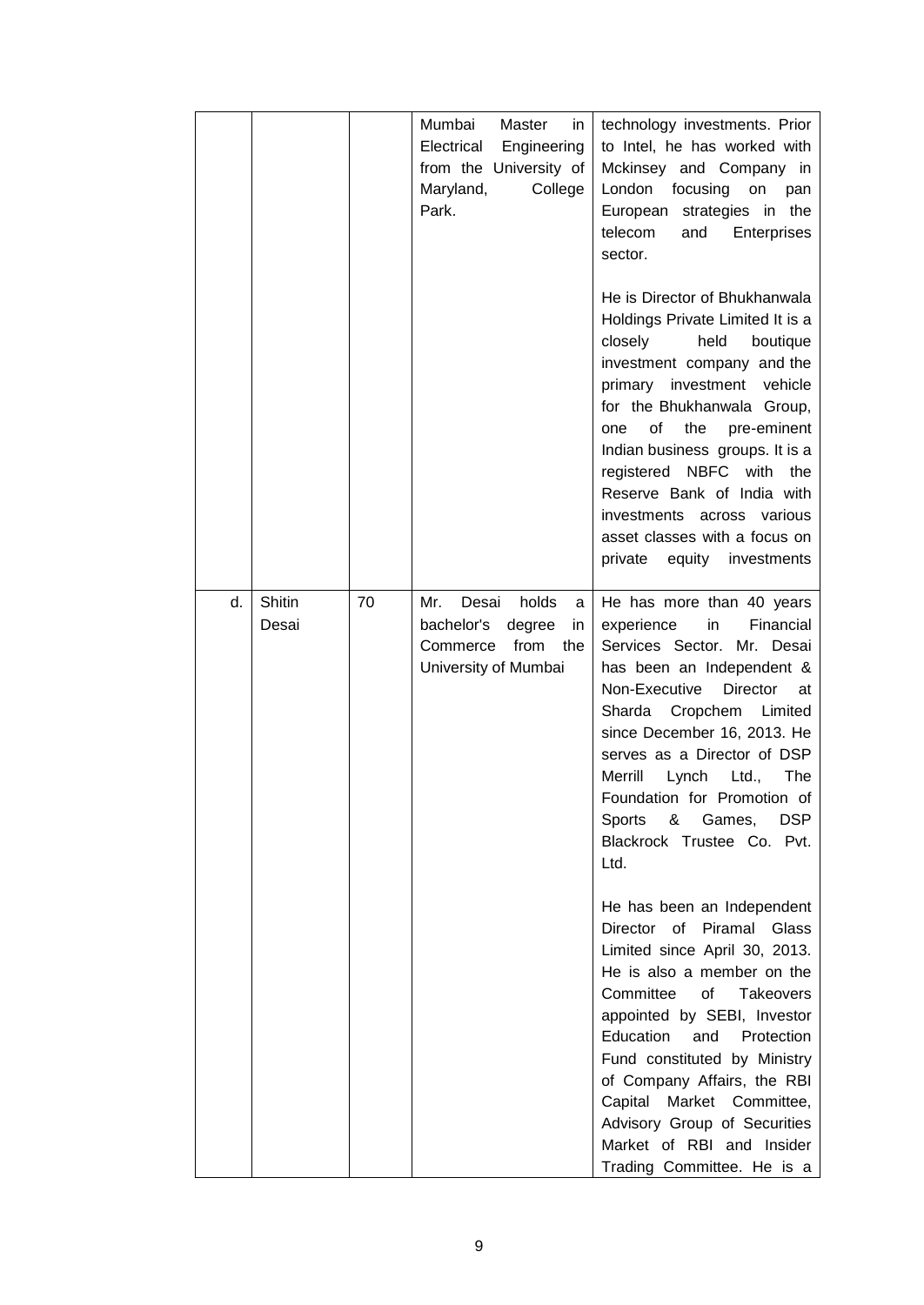|  |  |  |  |  |
|---|---|---|---|---|
|  |  |  | Mumbai Master in Electrical Engineering from the University of Maryland, College Park. | technology investments. Prior to Intel, he has worked with Mckinsey and Company in London focusing on pan European strategies in the telecom and Enterprises sector.<br><br>He is Director of Bhukhanwala Holdings Private Limited It is a closely held boutique investment company and the primary investment vehicle for the Bhukhanwala Group, one of the pre-eminent Indian business groups. It is a registered NBFC with the Reserve Bank of India with investments across various asset classes with a focus on private equity investments |
| d. | Shitin Desai | 70 | Mr. Desai holds a bachelor's degree in Commerce from the University of Mumbai | He has more than 40 years experience in Financial Services Sector. Mr. Desai has been an Independent & Non-Executive Director at Sharda Cropchem Limited since December 16, 2013. He serves as a Director of DSP Merrill Lynch Ltd., The Foundation for Promotion of Sports & Games, DSP Blackrock Trustee Co. Pvt. Ltd.<br><br>He has been an Independent Director of Piramal Glass Limited since April 30, 2013. He is also a member on the Committee of Takeovers appointed by SEBI, Investor Education and Protection Fund constituted by Ministry of Company Affairs, the RBI Capital Market Committee, Advisory Group of Securities Market of RBI and Insider Trading Committee. He is a |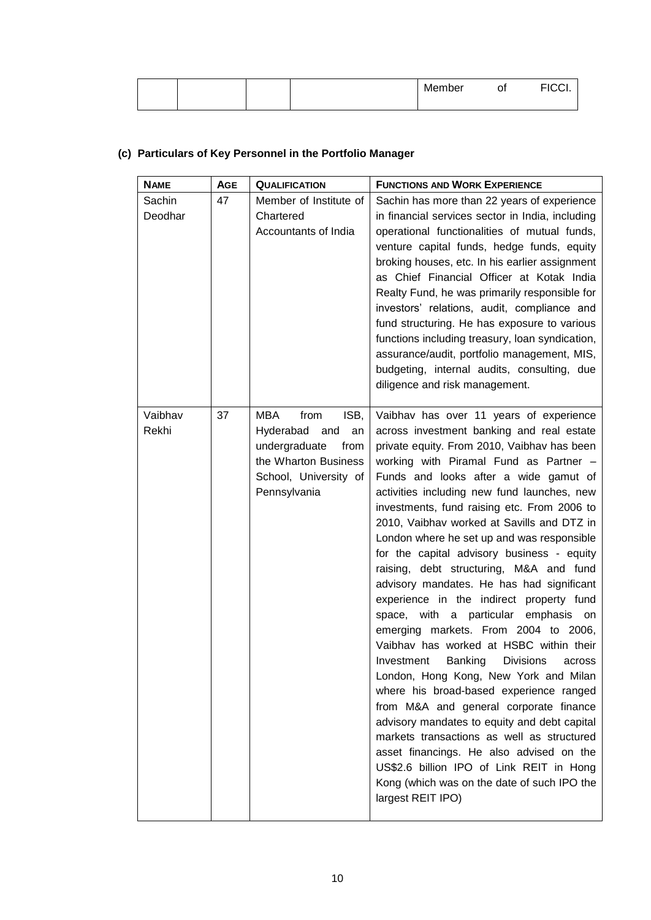| | | | | Member of FICCI. |
|---|---|---|---|---|

**(c) Particulars of Key Personnel in the Portfolio Manager**

| NAME | AGE | QUALIFICATION | FUNCTIONS AND WORK EXPERIENCE |
|---|---|---|---|
| Sachin Deodhar | 47 | Member of Institute of Chartered Accountants of India | Sachin has more than 22 years of experience in financial services sector in India, including operational functionalities of mutual funds, venture capital funds, hedge funds, equity broking houses, etc. In his earlier assignment as Chief Financial Officer at Kotak India Realty Fund, he was primarily responsible for investors' relations, audit, compliance and fund structuring. He has exposure to various functions including treasury, loan syndication, assurance/audit, portfolio management, MIS, budgeting, internal audits, consulting, due diligence and risk management. |
| Vaibhav Rekhi | 37 | MBA from ISB, Hyderabad and an undergraduate from the Wharton Business School, University of Pennsylvania | Vaibhav has over 11 years of experience across investment banking and real estate private equity. From 2010, Vaibhav has been working with Piramal Fund as Partner – Funds and looks after a wide gamut of activities including new fund launches, new investments, fund raising etc. From 2006 to 2010, Vaibhav worked at Savills and DTZ in London where he set up and was responsible for the capital advisory business - equity raising, debt structuring, M&A and fund advisory mandates. He has had significant experience in the indirect property fund space, with a particular emphasis on emerging markets. From 2004 to 2006, Vaibhav has worked at HSBC within their Investment Banking Divisions across London, Hong Kong, New York and Milan where his broad-based experience ranged from M&A and general corporate finance advisory mandates to equity and debt capital markets transactions as well as structured asset financings. He also advised on the US$2.6 billion IPO of Link REIT in Hong Kong (which was on the date of such IPO the largest REIT IPO) |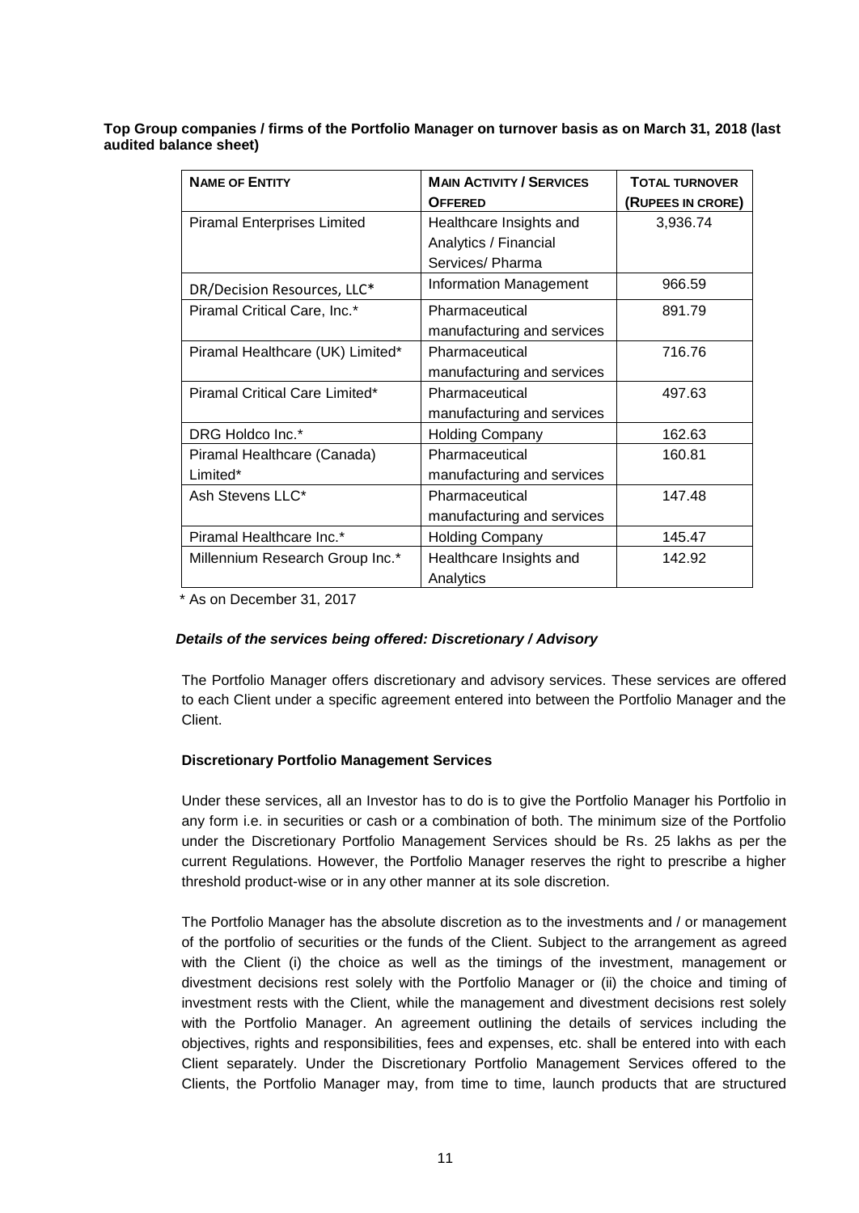**Top Group companies / firms of the Portfolio Manager on turnover basis as on March 31, 2018 (last audited balance sheet)**

| NAME OF ENTITY | MAIN ACTIVITY / SERVICES OFFERED | TOTAL TURNOVER (RUPEES IN CRORE) |
|---|---|---|
| Piramal Enterprises Limited | Healthcare Insights and Analytics / Financial Services/ Pharma | 3,936.74 |
| DR/Decision Resources, LLC* | Information Management | 966.59 |
| Piramal Critical Care, Inc.* | Pharmaceutical manufacturing and services | 891.79 |
| Piramal Healthcare (UK) Limited* | Pharmaceutical manufacturing and services | 716.76 |
| Piramal Critical Care Limited* | Pharmaceutical manufacturing and services | 497.63 |
| DRG Holdco Inc.* | Holding Company | 162.63 |
| Piramal Healthcare (Canada) Limited* | Pharmaceutical manufacturing and services | 160.81 |
| Ash Stevens LLC* | Pharmaceutical manufacturing and services | 147.48 |
| Piramal Healthcare Inc.* | Holding Company | 145.47 |
| Millennium Research Group Inc.* | Healthcare Insights and Analytics | 142.92 |

\* As on December 31, 2017

***Details of the services being offered: Discretionary / Advisory***

The Portfolio Manager offers discretionary and advisory services. These services are offered to each Client under a specific agreement entered into between the Portfolio Manager and the Client.

**Discretionary Portfolio Management Services**

Under these services, all an Investor has to do is to give the Portfolio Manager his Portfolio in any form i.e. in securities or cash or a combination of both. The minimum size of the Portfolio under the Discretionary Portfolio Management Services should be Rs. 25 lakhs as per the current Regulations. However, the Portfolio Manager reserves the right to prescribe a higher threshold product-wise or in any other manner at its sole discretion.

The Portfolio Manager has the absolute discretion as to the investments and / or management of the portfolio of securities or the funds of the Client. Subject to the arrangement as agreed with the Client (i) the choice as well as the timings of the investment, management or divestment decisions rest solely with the Portfolio Manager or (ii) the choice and timing of investment rests with the Client, while the management and divestment decisions rest solely with the Portfolio Manager. An agreement outlining the details of services including the objectives, rights and responsibilities, fees and expenses, etc. shall be entered into with each Client separately. Under the Discretionary Portfolio Management Services offered to the Clients, the Portfolio Manager may, from time to time, launch products that are structured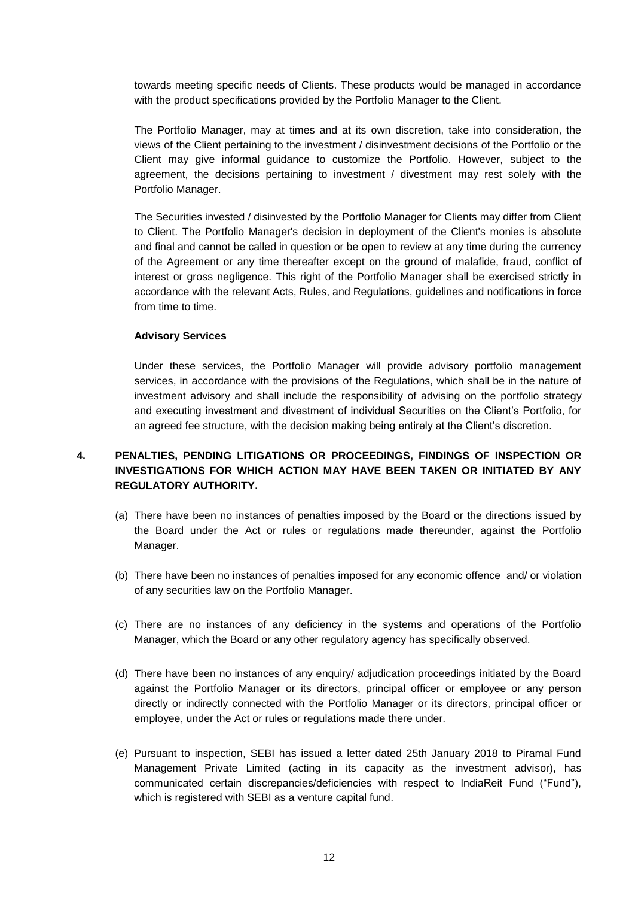towards meeting specific needs of Clients. These products would be managed in accordance with the product specifications provided by the Portfolio Manager to the Client.

The Portfolio Manager, may at times and at its own discretion, take into consideration, the views of the Client pertaining to the investment / disinvestment decisions of the Portfolio or the Client may give informal guidance to customize the Portfolio. However, subject to the agreement, the decisions pertaining to investment / divestment may rest solely with the Portfolio Manager.

The Securities invested / disinvested by the Portfolio Manager for Clients may differ from Client to Client. The Portfolio Manager's decision in deployment of the Client's monies is absolute and final and cannot be called in question or be open to review at any time during the currency of the Agreement or any time thereafter except on the ground of malafide, fraud, conflict of interest or gross negligence. This right of the Portfolio Manager shall be exercised strictly in accordance with the relevant Acts, Rules, and Regulations, guidelines and notifications in force from time to time.

**Advisory Services**

Under these services, the Portfolio Manager will provide advisory portfolio management services, in accordance with the provisions of the Regulations, which shall be in the nature of investment advisory and shall include the responsibility of advising on the portfolio strategy and executing investment and divestment of individual Securities on the Client's Portfolio, for an agreed fee structure, with the decision making being entirely at the Client's discretion.

## 4. PENALTIES, PENDING LITIGATIONS OR PROCEEDINGS, FINDINGS OF INSPECTION OR INVESTIGATIONS FOR WHICH ACTION MAY HAVE BEEN TAKEN OR INITIATED BY ANY REGULATORY AUTHORITY.

(a) There have been no instances of penalties imposed by the Board or the directions issued by the Board under the Act or rules or regulations made thereunder, against the Portfolio Manager.

(b) There have been no instances of penalties imposed for any economic offence and/ or violation of any securities law on the Portfolio Manager.

(c) There are no instances of any deficiency in the systems and operations of the Portfolio Manager, which the Board or any other regulatory agency has specifically observed.

(d) There have been no instances of any enquiry/ adjudication proceedings initiated by the Board against the Portfolio Manager or its directors, principal officer or employee or any person directly or indirectly connected with the Portfolio Manager or its directors, principal officer or employee, under the Act or rules or regulations made there under.

(e) Pursuant to inspection, SEBI has issued a letter dated 25th January 2018 to Piramal Fund Management Private Limited (acting in its capacity as the investment advisor), has communicated certain discrepancies/deficiencies with respect to IndiaReit Fund ("Fund"), which is registered with SEBI as a venture capital fund.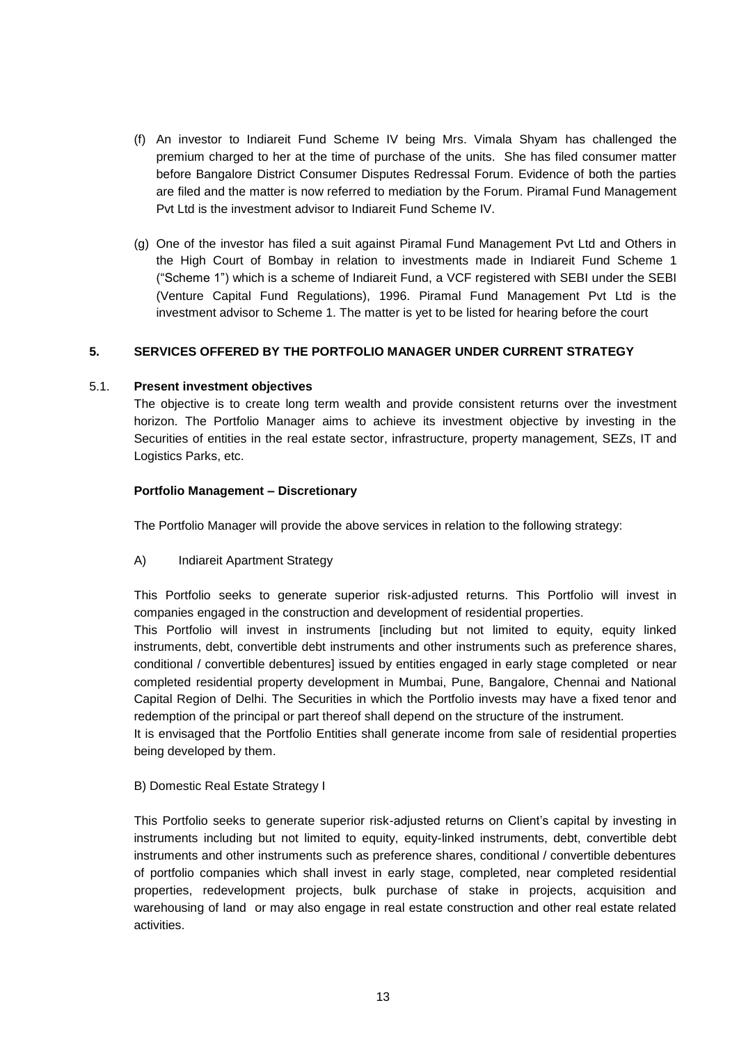(f) An investor to Indiareit Fund Scheme IV being Mrs. Vimala Shyam has challenged the premium charged to her at the time of purchase of the units. She has filed consumer matter before Bangalore District Consumer Disputes Redressal Forum. Evidence of both the parties are filed and the matter is now referred to mediation by the Forum. Piramal Fund Management Pvt Ltd is the investment advisor to Indiareit Fund Scheme IV.

(g) One of the investor has filed a suit against Piramal Fund Management Pvt Ltd and Others in the High Court of Bombay in relation to investments made in Indiareit Fund Scheme 1 ("Scheme 1") which is a scheme of Indiareit Fund, a VCF registered with SEBI under the SEBI (Venture Capital Fund Regulations), 1996. Piramal Fund Management Pvt Ltd is the investment advisor to Scheme 1. The matter is yet to be listed for hearing before the court

## 5. SERVICES OFFERED BY THE PORTFOLIO MANAGER UNDER CURRENT STRATEGY

### 5.1. Present investment objectives

The objective is to create long term wealth and provide consistent returns over the investment horizon. The Portfolio Manager aims to achieve its investment objective by investing in the Securities of entities in the real estate sector, infrastructure, property management, SEZs, IT and Logistics Parks, etc.

**Portfolio Management – Discretionary**

The Portfolio Manager will provide the above services in relation to the following strategy:

A) Indiareit Apartment Strategy

This Portfolio seeks to generate superior risk-adjusted returns. This Portfolio will invest in companies engaged in the construction and development of residential properties.

This Portfolio will invest in instruments [including but not limited to equity, equity linked instruments, debt, convertible debt instruments and other instruments such as preference shares, conditional / convertible debentures] issued by entities engaged in early stage completed or near completed residential property development in Mumbai, Pune, Bangalore, Chennai and National Capital Region of Delhi. The Securities in which the Portfolio invests may have a fixed tenor and redemption of the principal or part thereof shall depend on the structure of the instrument.

It is envisaged that the Portfolio Entities shall generate income from sale of residential properties being developed by them.

B) Domestic Real Estate Strategy I

This Portfolio seeks to generate superior risk-adjusted returns on Client's capital by investing in instruments including but not limited to equity, equity-linked instruments, debt, convertible debt instruments and other instruments such as preference shares, conditional / convertible debentures of portfolio companies which shall invest in early stage, completed, near completed residential properties, redevelopment projects, bulk purchase of stake in projects, acquisition and warehousing of land or may also engage in real estate construction and other real estate related activities.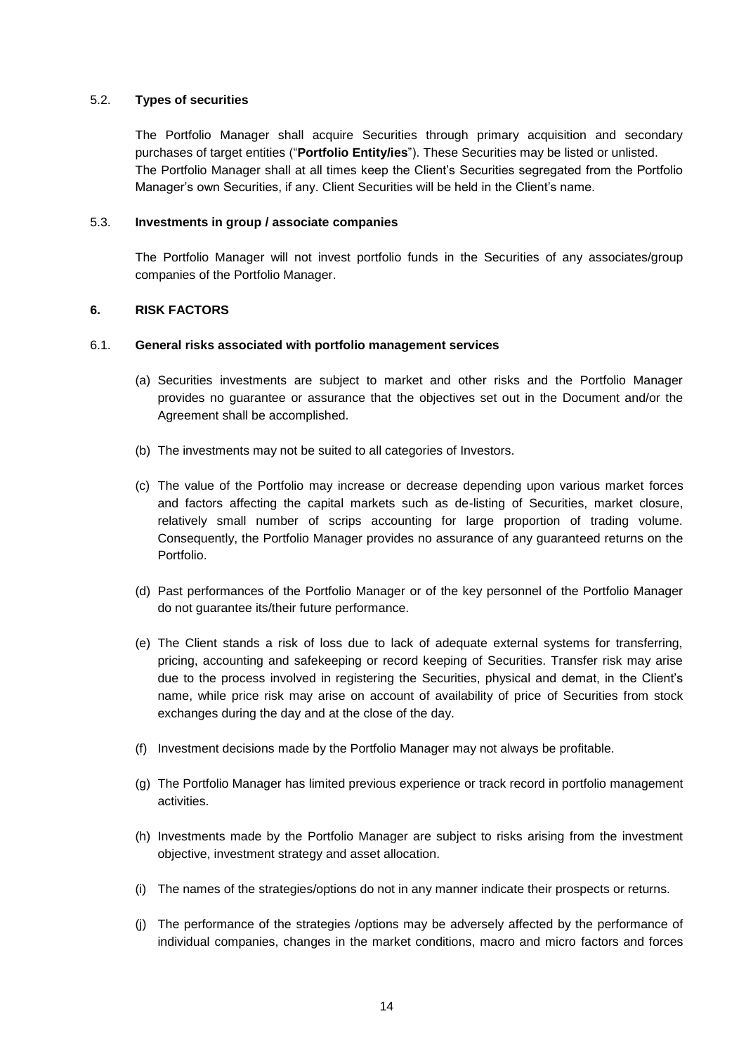### 5.2. Types of securities

The Portfolio Manager shall acquire Securities through primary acquisition and secondary purchases of target entities ("**Portfolio Entity/ies**"). These Securities may be listed or unlisted. The Portfolio Manager shall at all times keep the Client's Securities segregated from the Portfolio Manager's own Securities, if any. Client Securities will be held in the Client's name.

### 5.3. Investments in group / associate companies

The Portfolio Manager will not invest portfolio funds in the Securities of any associates/group companies of the Portfolio Manager.

## 6. RISK FACTORS

### 6.1. General risks associated with portfolio management services

(a) Securities investments are subject to market and other risks and the Portfolio Manager provides no guarantee or assurance that the objectives set out in the Document and/or the Agreement shall be accomplished.

(b) The investments may not be suited to all categories of Investors.

(c) The value of the Portfolio may increase or decrease depending upon various market forces and factors affecting the capital markets such as de-listing of Securities, market closure, relatively small number of scrips accounting for large proportion of trading volume. Consequently, the Portfolio Manager provides no assurance of any guaranteed returns on the Portfolio.

(d) Past performances of the Portfolio Manager or of the key personnel of the Portfolio Manager do not guarantee its/their future performance.

(e) The Client stands a risk of loss due to lack of adequate external systems for transferring, pricing, accounting and safekeeping or record keeping of Securities. Transfer risk may arise due to the process involved in registering the Securities, physical and demat, in the Client's name, while price risk may arise on account of availability of price of Securities from stock exchanges during the day and at the close of the day.

(f) Investment decisions made by the Portfolio Manager may not always be profitable.

(g) The Portfolio Manager has limited previous experience or track record in portfolio management activities.

(h) Investments made by the Portfolio Manager are subject to risks arising from the investment objective, investment strategy and asset allocation.

(i) The names of the strategies/options do not in any manner indicate their prospects or returns.

(j) The performance of the strategies /options may be adversely affected by the performance of individual companies, changes in the market conditions, macro and micro factors and forces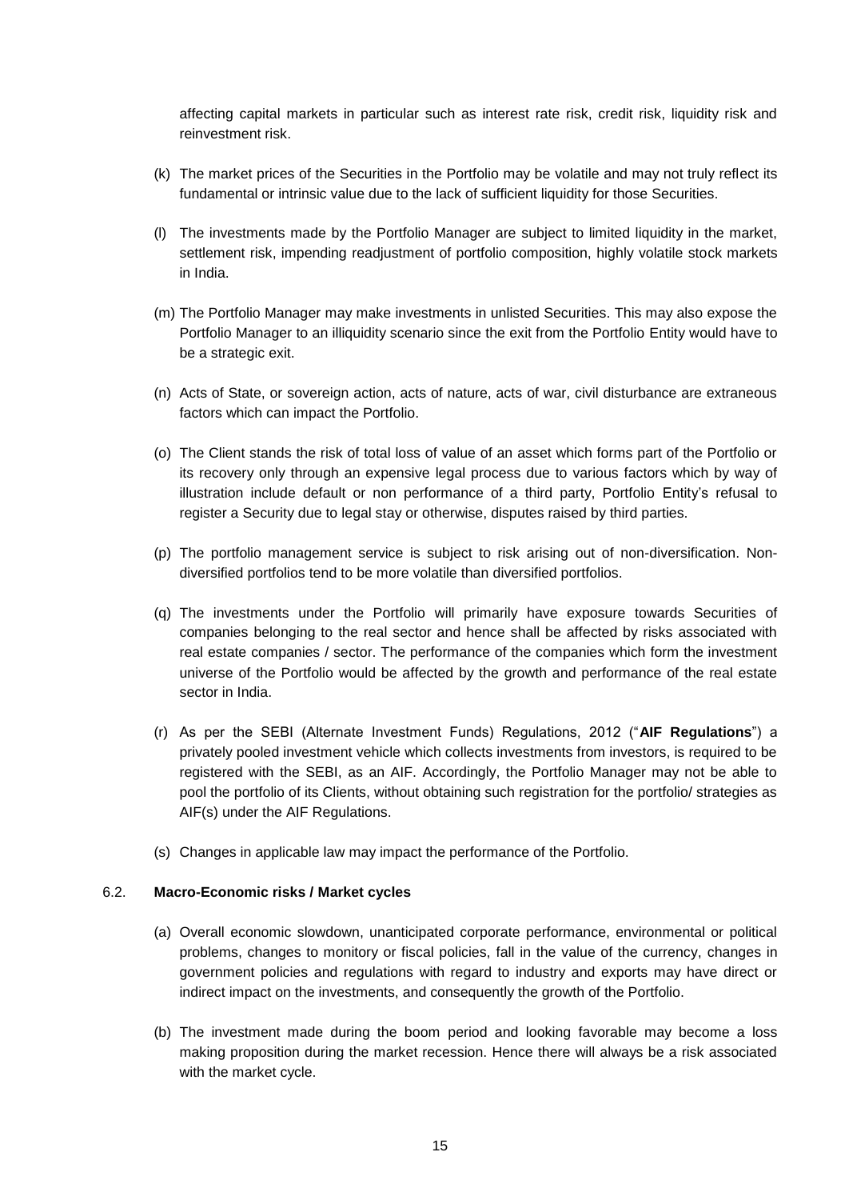affecting capital markets in particular such as interest rate risk, credit risk, liquidity risk and reinvestment risk.

(k) The market prices of the Securities in the Portfolio may be volatile and may not truly reflect its fundamental or intrinsic value due to the lack of sufficient liquidity for those Securities.

(l) The investments made by the Portfolio Manager are subject to limited liquidity in the market, settlement risk, impending readjustment of portfolio composition, highly volatile stock markets in India.

(m) The Portfolio Manager may make investments in unlisted Securities. This may also expose the Portfolio Manager to an illiquidity scenario since the exit from the Portfolio Entity would have to be a strategic exit.

(n) Acts of State, or sovereign action, acts of nature, acts of war, civil disturbance are extraneous factors which can impact the Portfolio.

(o) The Client stands the risk of total loss of value of an asset which forms part of the Portfolio or its recovery only through an expensive legal process due to various factors which by way of illustration include default or non performance of a third party, Portfolio Entity's refusal to register a Security due to legal stay or otherwise, disputes raised by third parties.

(p) The portfolio management service is subject to risk arising out of non-diversification. Non-diversified portfolios tend to be more volatile than diversified portfolios.

(q) The investments under the Portfolio will primarily have exposure towards Securities of companies belonging to the real sector and hence shall be affected by risks associated with real estate companies / sector. The performance of the companies which form the investment universe of the Portfolio would be affected by the growth and performance of the real estate sector in India.

(r) As per the SEBI (Alternate Investment Funds) Regulations, 2012 ("**AIF Regulations**") a privately pooled investment vehicle which collects investments from investors, is required to be registered with the SEBI, as an AIF. Accordingly, the Portfolio Manager may not be able to pool the portfolio of its Clients, without obtaining such registration for the portfolio/ strategies as AIF(s) under the AIF Regulations.

(s) Changes in applicable law may impact the performance of the Portfolio.

### 6.2. Macro-Economic risks / Market cycles

(a) Overall economic slowdown, unanticipated corporate performance, environmental or political problems, changes to monitory or fiscal policies, fall in the value of the currency, changes in government policies and regulations with regard to industry and exports may have direct or indirect impact on the investments, and consequently the growth of the Portfolio.

(b) The investment made during the boom period and looking favorable may become a loss making proposition during the market recession. Hence there will always be a risk associated with the market cycle.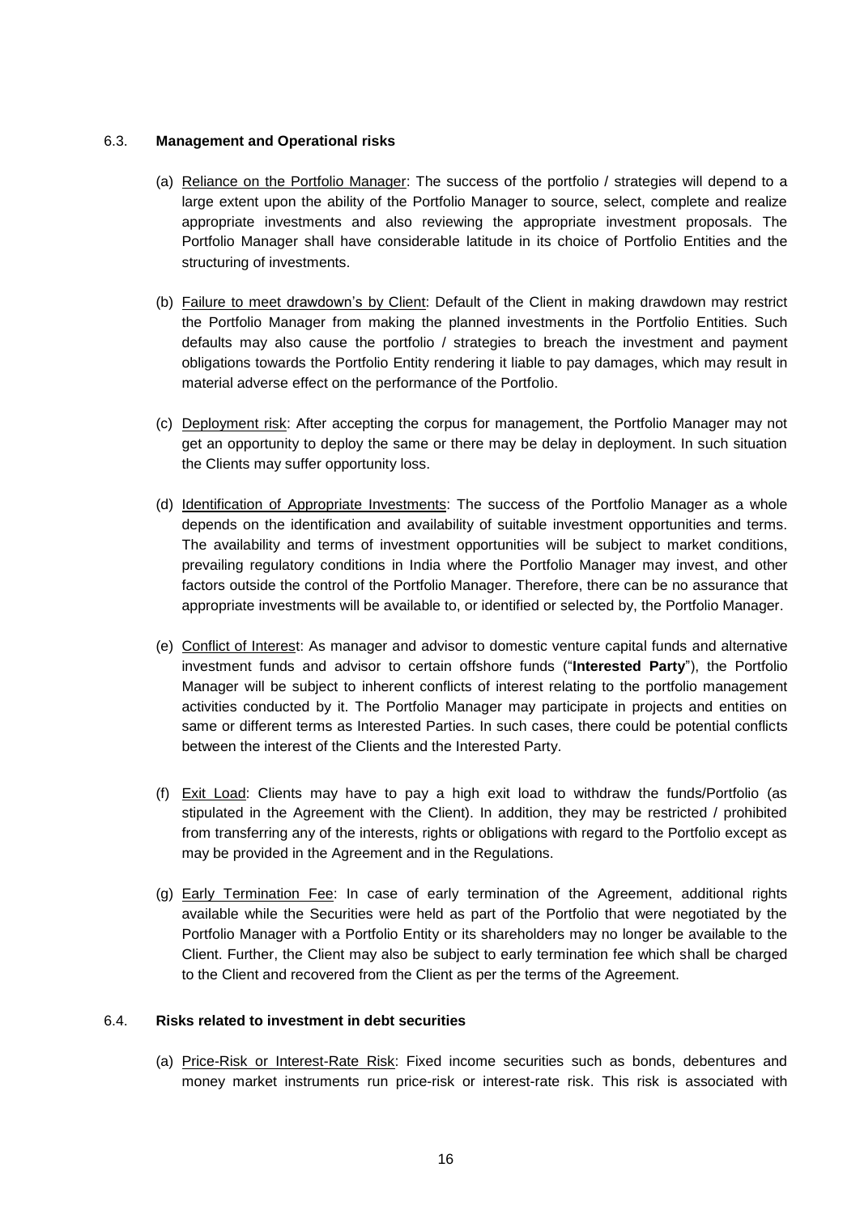### 6.3. **Management and Operational risks**

(a) Reliance on the Portfolio Manager: The success of the portfolio / strategies will depend to a large extent upon the ability of the Portfolio Manager to source, select, complete and realize appropriate investments and also reviewing the appropriate investment proposals. The Portfolio Manager shall have considerable latitude in its choice of Portfolio Entities and the structuring of investments.

(b) Failure to meet drawdown's by Client: Default of the Client in making drawdown may restrict the Portfolio Manager from making the planned investments in the Portfolio Entities. Such defaults may also cause the portfolio / strategies to breach the investment and payment obligations towards the Portfolio Entity rendering it liable to pay damages, which may result in material adverse effect on the performance of the Portfolio.

(c) Deployment risk: After accepting the corpus for management, the Portfolio Manager may not get an opportunity to deploy the same or there may be delay in deployment. In such situation the Clients may suffer opportunity loss.

(d) Identification of Appropriate Investments: The success of the Portfolio Manager as a whole depends on the identification and availability of suitable investment opportunities and terms. The availability and terms of investment opportunities will be subject to market conditions, prevailing regulatory conditions in India where the Portfolio Manager may invest, and other factors outside the control of the Portfolio Manager. Therefore, there can be no assurance that appropriate investments will be available to, or identified or selected by, the Portfolio Manager.

(e) Conflict of Interest: As manager and advisor to domestic venture capital funds and alternative investment funds and advisor to certain offshore funds ("**Interested Party**"), the Portfolio Manager will be subject to inherent conflicts of interest relating to the portfolio management activities conducted by it. The Portfolio Manager may participate in projects and entities on same or different terms as Interested Parties. In such cases, there could be potential conflicts between the interest of the Clients and the Interested Party.

(f) Exit Load: Clients may have to pay a high exit load to withdraw the funds/Portfolio (as stipulated in the Agreement with the Client). In addition, they may be restricted / prohibited from transferring any of the interests, rights or obligations with regard to the Portfolio except as may be provided in the Agreement and in the Regulations.

(g) Early Termination Fee: In case of early termination of the Agreement, additional rights available while the Securities were held as part of the Portfolio that were negotiated by the Portfolio Manager with a Portfolio Entity or its shareholders may no longer be available to the Client. Further, the Client may also be subject to early termination fee which shall be charged to the Client and recovered from the Client as per the terms of the Agreement.

### 6.4. **Risks related to investment in debt securities**

(a) Price-Risk or Interest-Rate Risk: Fixed income securities such as bonds, debentures and money market instruments run price-risk or interest-rate risk. This risk is associated with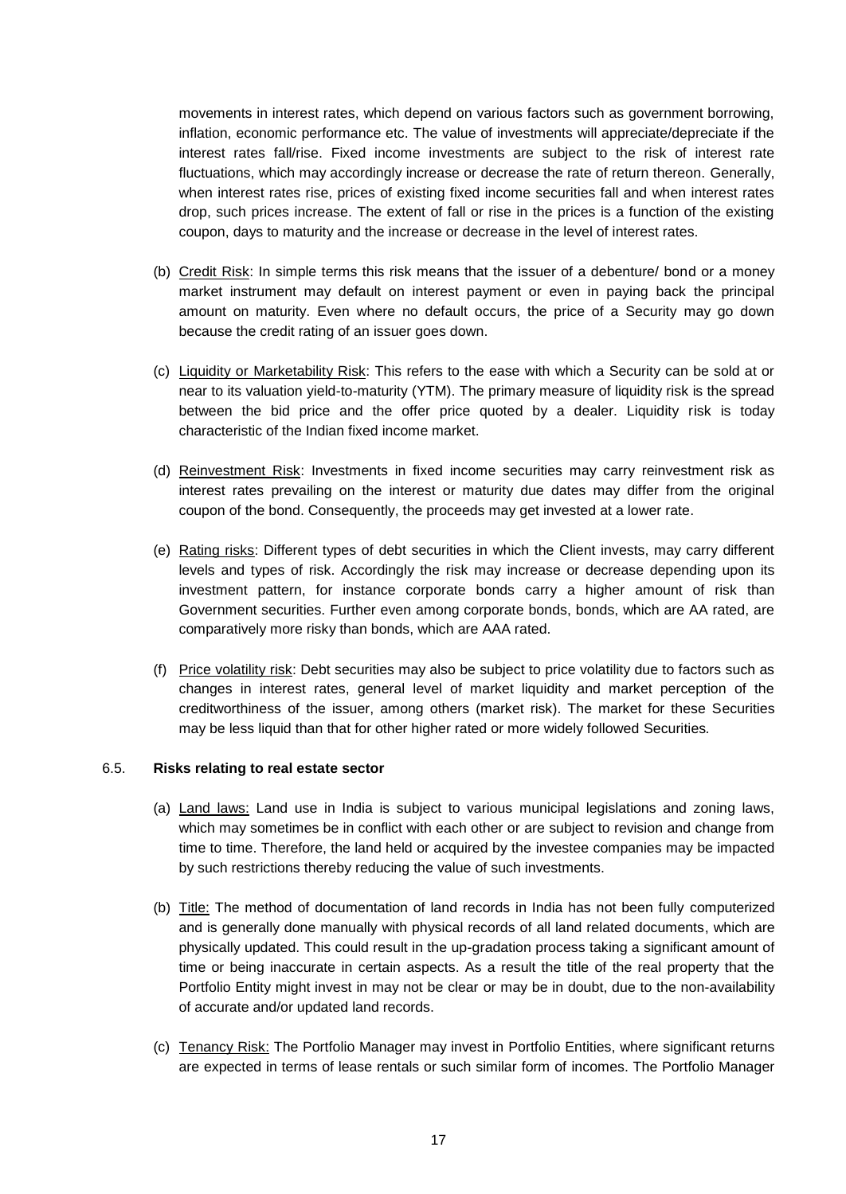movements in interest rates, which depend on various factors such as government borrowing, inflation, economic performance etc. The value of investments will appreciate/depreciate if the interest rates fall/rise. Fixed income investments are subject to the risk of interest rate fluctuations, which may accordingly increase or decrease the rate of return thereon. Generally, when interest rates rise, prices of existing fixed income securities fall and when interest rates drop, such prices increase. The extent of fall or rise in the prices is a function of the existing coupon, days to maturity and the increase or decrease in the level of interest rates.

(b) Credit Risk: In simple terms this risk means that the issuer of a debenture/ bond or a money market instrument may default on interest payment or even in paying back the principal amount on maturity. Even where no default occurs, the price of a Security may go down because the credit rating of an issuer goes down.

(c) Liquidity or Marketability Risk: This refers to the ease with which a Security can be sold at or near to its valuation yield-to-maturity (YTM). The primary measure of liquidity risk is the spread between the bid price and the offer price quoted by a dealer. Liquidity risk is today characteristic of the Indian fixed income market.

(d) Reinvestment Risk: Investments in fixed income securities may carry reinvestment risk as interest rates prevailing on the interest or maturity due dates may differ from the original coupon of the bond. Consequently, the proceeds may get invested at a lower rate.

(e) Rating risks: Different types of debt securities in which the Client invests, may carry different levels and types of risk. Accordingly the risk may increase or decrease depending upon its investment pattern, for instance corporate bonds carry a higher amount of risk than Government securities. Further even among corporate bonds, bonds, which are AA rated, are comparatively more risky than bonds, which are AAA rated.

(f) Price volatility risk: Debt securities may also be subject to price volatility due to factors such as changes in interest rates, general level of market liquidity and market perception of the creditworthiness of the issuer, among others (market risk). The market for these Securities may be less liquid than that for other higher rated or more widely followed Securities.

6.5. **Risks relating to real estate sector**

(a) Land laws: Land use in India is subject to various municipal legislations and zoning laws, which may sometimes be in conflict with each other or are subject to revision and change from time to time. Therefore, the land held or acquired by the investee companies may be impacted by such restrictions thereby reducing the value of such investments.

(b) Title: The method of documentation of land records in India has not been fully computerized and is generally done manually with physical records of all land related documents, which are physically updated. This could result in the up-gradation process taking a significant amount of time or being inaccurate in certain aspects. As a result the title of the real property that the Portfolio Entity might invest in may not be clear or may be in doubt, due to the non-availability of accurate and/or updated land records.

(c) Tenancy Risk: The Portfolio Manager may invest in Portfolio Entities, where significant returns are expected in terms of lease rentals or such similar form of incomes. The Portfolio Manager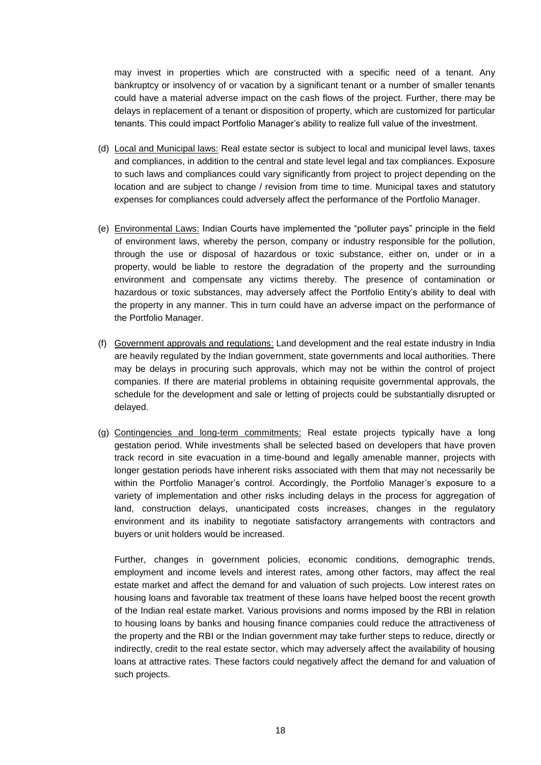may invest in properties which are constructed with a specific need of a tenant. Any bankruptcy or insolvency of or vacation by a significant tenant or a number of smaller tenants could have a material adverse impact on the cash flows of the project. Further, there may be delays in replacement of a tenant or disposition of property, which are customized for particular tenants. This could impact Portfolio Manager's ability to realize full value of the investment.

(d) Local and Municipal laws: Real estate sector is subject to local and municipal level laws, taxes and compliances, in addition to the central and state level legal and tax compliances. Exposure to such laws and compliances could vary significantly from project to project depending on the location and are subject to change / revision from time to time. Municipal taxes and statutory expenses for compliances could adversely affect the performance of the Portfolio Manager.

(e) Environmental Laws: Indian Courts have implemented the "polluter pays" principle in the field of environment laws, whereby the person, company or industry responsible for the pollution, through the use or disposal of hazardous or toxic substance, either on, under or in a property, would be liable to restore the degradation of the property and the surrounding environment and compensate any victims thereby. The presence of contamination or hazardous or toxic substances, may adversely affect the Portfolio Entity's ability to deal with the property in any manner. This in turn could have an adverse impact on the performance of the Portfolio Manager.

(f) Government approvals and regulations: Land development and the real estate industry in India are heavily regulated by the Indian government, state governments and local authorities. There may be delays in procuring such approvals, which may not be within the control of project companies. If there are material problems in obtaining requisite governmental approvals, the schedule for the development and sale or letting of projects could be substantially disrupted or delayed.

(g) Contingencies and long-term commitments: Real estate projects typically have a long gestation period. While investments shall be selected based on developers that have proven track record in site evacuation in a time-bound and legally amenable manner, projects with longer gestation periods have inherent risks associated with them that may not necessarily be within the Portfolio Manager's control. Accordingly, the Portfolio Manager's exposure to a variety of implementation and other risks including delays in the process for aggregation of land, construction delays, unanticipated costs increases, changes in the regulatory environment and its inability to negotiate satisfactory arrangements with contractors and buyers or unit holders would be increased.

Further, changes in government policies, economic conditions, demographic trends, employment and income levels and interest rates, among other factors, may affect the real estate market and affect the demand for and valuation of such projects. Low interest rates on housing loans and favorable tax treatment of these loans have helped boost the recent growth of the Indian real estate market. Various provisions and norms imposed by the RBI in relation to housing loans by banks and housing finance companies could reduce the attractiveness of the property and the RBI or the Indian government may take further steps to reduce, directly or indirectly, credit to the real estate sector, which may adversely affect the availability of housing loans at attractive rates. These factors could negatively affect the demand for and valuation of such projects.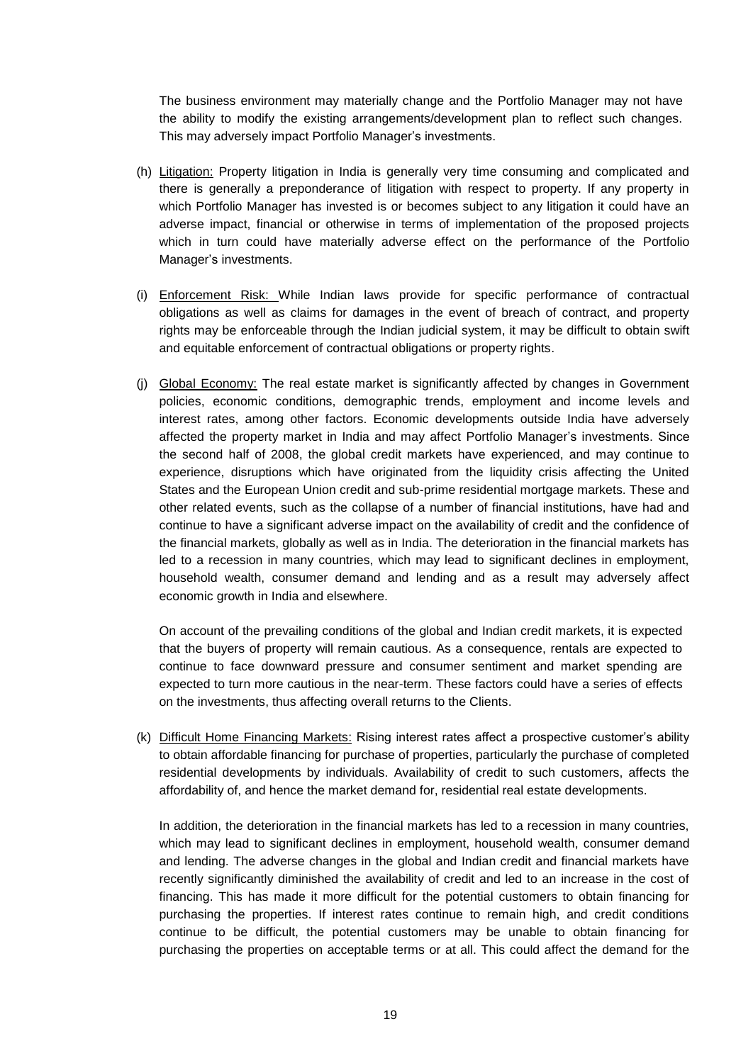The business environment may materially change and the Portfolio Manager may not have the ability to modify the existing arrangements/development plan to reflect such changes. This may adversely impact Portfolio Manager's investments.

(h) Litigation: Property litigation in India is generally very time consuming and complicated and there is generally a preponderance of litigation with respect to property. If any property in which Portfolio Manager has invested is or becomes subject to any litigation it could have an adverse impact, financial or otherwise in terms of implementation of the proposed projects which in turn could have materially adverse effect on the performance of the Portfolio Manager's investments.

(i) Enforcement Risk: While Indian laws provide for specific performance of contractual obligations as well as claims for damages in the event of breach of contract, and property rights may be enforceable through the Indian judicial system, it may be difficult to obtain swift and equitable enforcement of contractual obligations or property rights.

(j) Global Economy: The real estate market is significantly affected by changes in Government policies, economic conditions, demographic trends, employment and income levels and interest rates, among other factors. Economic developments outside India have adversely affected the property market in India and may affect Portfolio Manager's investments. Since the second half of 2008, the global credit markets have experienced, and may continue to experience, disruptions which have originated from the liquidity crisis affecting the United States and the European Union credit and sub-prime residential mortgage markets. These and other related events, such as the collapse of a number of financial institutions, have had and continue to have a significant adverse impact on the availability of credit and the confidence of the financial markets, globally as well as in India. The deterioration in the financial markets has led to a recession in many countries, which may lead to significant declines in employment, household wealth, consumer demand and lending and as a result may adversely affect economic growth in India and elsewhere.

On account of the prevailing conditions of the global and Indian credit markets, it is expected that the buyers of property will remain cautious. As a consequence, rentals are expected to continue to face downward pressure and consumer sentiment and market spending are expected to turn more cautious in the near-term. These factors could have a series of effects on the investments, thus affecting overall returns to the Clients.

(k) Difficult Home Financing Markets: Rising interest rates affect a prospective customer's ability to obtain affordable financing for purchase of properties, particularly the purchase of completed residential developments by individuals. Availability of credit to such customers, affects the affordability of, and hence the market demand for, residential real estate developments.

In addition, the deterioration in the financial markets has led to a recession in many countries, which may lead to significant declines in employment, household wealth, consumer demand and lending. The adverse changes in the global and Indian credit and financial markets have recently significantly diminished the availability of credit and led to an increase in the cost of financing. This has made it more difficult for the potential customers to obtain financing for purchasing the properties. If interest rates continue to remain high, and credit conditions continue to be difficult, the potential customers may be unable to obtain financing for purchasing the properties on acceptable terms or at all. This could affect the demand for the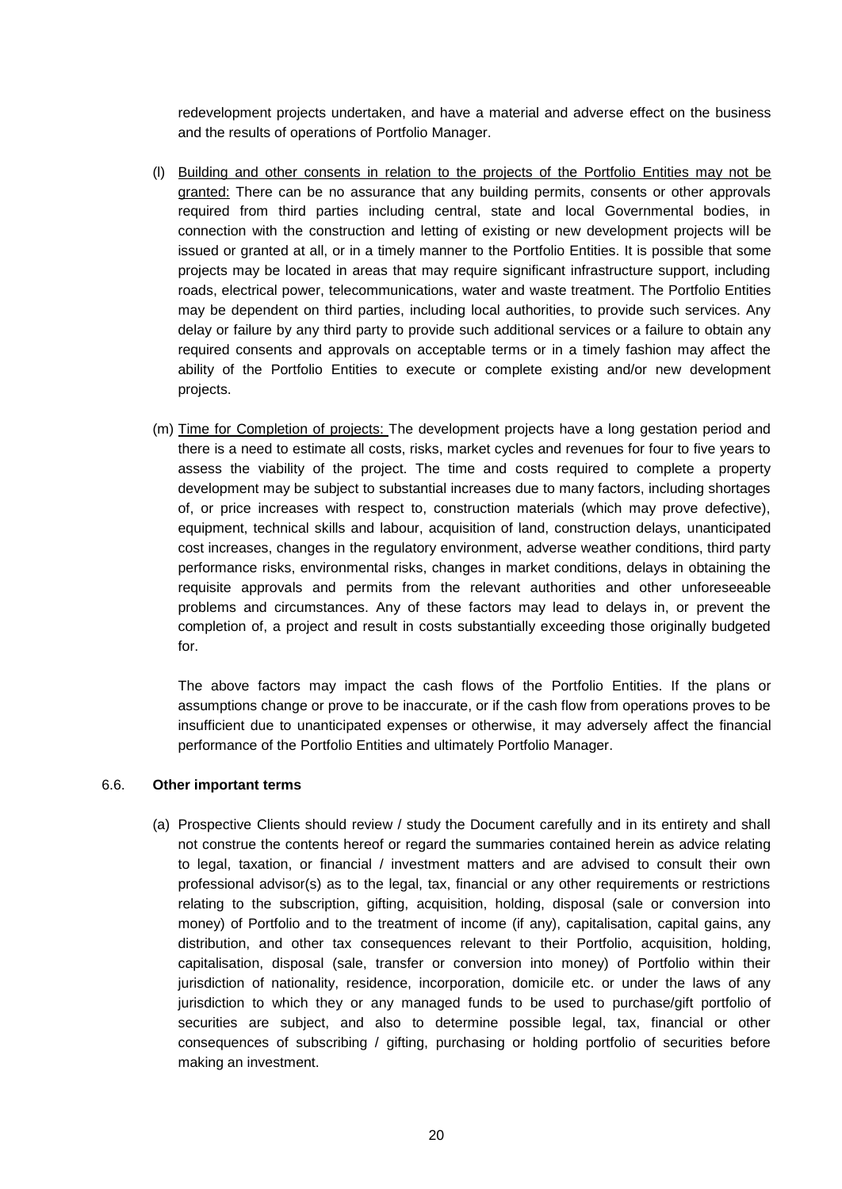redevelopment projects undertaken, and have a material and adverse effect on the business and the results of operations of Portfolio Manager.

(l) Building and other consents in relation to the projects of the Portfolio Entities may not be granted: There can be no assurance that any building permits, consents or other approvals required from third parties including central, state and local Governmental bodies, in connection with the construction and letting of existing or new development projects will be issued or granted at all, or in a timely manner to the Portfolio Entities. It is possible that some projects may be located in areas that may require significant infrastructure support, including roads, electrical power, telecommunications, water and waste treatment. The Portfolio Entities may be dependent on third parties, including local authorities, to provide such services. Any delay or failure by any third party to provide such additional services or a failure to obtain any required consents and approvals on acceptable terms or in a timely fashion may affect the ability of the Portfolio Entities to execute or complete existing and/or new development projects.

(m) Time for Completion of projects: The development projects have a long gestation period and there is a need to estimate all costs, risks, market cycles and revenues for four to five years to assess the viability of the project. The time and costs required to complete a property development may be subject to substantial increases due to many factors, including shortages of, or price increases with respect to, construction materials (which may prove defective), equipment, technical skills and labour, acquisition of land, construction delays, unanticipated cost increases, changes in the regulatory environment, adverse weather conditions, third party performance risks, environmental risks, changes in market conditions, delays in obtaining the requisite approvals and permits from the relevant authorities and other unforeseeable problems and circumstances. Any of these factors may lead to delays in, or prevent the completion of, a project and result in costs substantially exceeding those originally budgeted for.

The above factors may impact the cash flows of the Portfolio Entities. If the plans or assumptions change or prove to be inaccurate, or if the cash flow from operations proves to be insufficient due to unanticipated expenses or otherwise, it may adversely affect the financial performance of the Portfolio Entities and ultimately Portfolio Manager.

6.6. **Other important terms**

(a) Prospective Clients should review / study the Document carefully and in its entirety and shall not construe the contents hereof or regard the summaries contained herein as advice relating to legal, taxation, or financial / investment matters and are advised to consult their own professional advisor(s) as to the legal, tax, financial or any other requirements or restrictions relating to the subscription, gifting, acquisition, holding, disposal (sale or conversion into money) of Portfolio and to the treatment of income (if any), capitalisation, capital gains, any distribution, and other tax consequences relevant to their Portfolio, acquisition, holding, capitalisation, disposal (sale, transfer or conversion into money) of Portfolio within their jurisdiction of nationality, residence, incorporation, domicile etc. or under the laws of any jurisdiction to which they or any managed funds to be used to purchase/gift portfolio of securities are subject, and also to determine possible legal, tax, financial or other consequences of subscribing / gifting, purchasing or holding portfolio of securities before making an investment.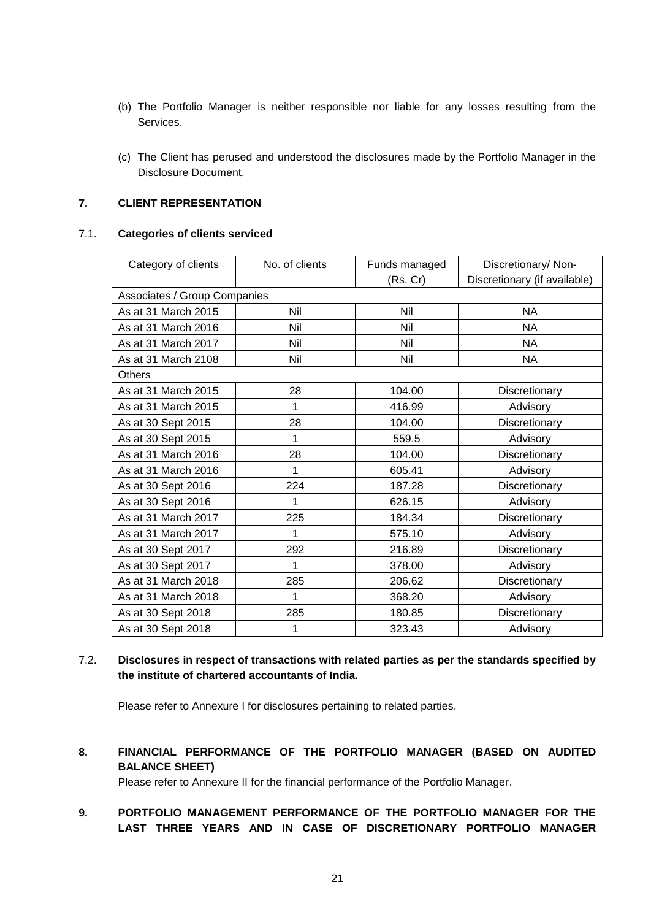(b) The Portfolio Manager is neither responsible nor liable for any losses resulting from the Services.

(c) The Client has perused and understood the disclosures made by the Portfolio Manager in the Disclosure Document.

## 7. CLIENT REPRESENTATION

### 7.1. Categories of clients serviced

| Category of clients | No. of clients | Funds managed (Rs. Cr) | Discretionary/ Non-Discretionary (if available) |
|---|---|---|---|
| Associates / Group Companies | | | |
| As at 31 March 2015 | Nil | Nil | NA |
| As at 31 March 2016 | Nil | Nil | NA |
| As at 31 March 2017 | Nil | Nil | NA |
| As at 31 March 2108 | Nil | Nil | NA |
| Others | | | |
| As at 31 March 2015 | 28 | 104.00 | Discretionary |
| As at 31 March 2015 | 1 | 416.99 | Advisory |
| As at 30 Sept 2015 | 28 | 104.00 | Discretionary |
| As at 30 Sept 2015 | 1 | 559.5 | Advisory |
| As at 31 March 2016 | 28 | 104.00 | Discretionary |
| As at 31 March 2016 | 1 | 605.41 | Advisory |
| As at 30 Sept 2016 | 224 | 187.28 | Discretionary |
| As at 30 Sept 2016 | 1 | 626.15 | Advisory |
| As at 31 March 2017 | 225 | 184.34 | Discretionary |
| As at 31 March 2017 | 1 | 575.10 | Advisory |
| As at 30 Sept 2017 | 292 | 216.89 | Discretionary |
| As at 30 Sept 2017 | 1 | 378.00 | Advisory |
| As at 31 March 2018 | 285 | 206.62 | Discretionary |
| As at 31 March 2018 | 1 | 368.20 | Advisory |
| As at 30 Sept 2018 | 285 | 180.85 | Discretionary |
| As at 30 Sept 2018 | 1 | 323.43 | Advisory |

### 7.2. Disclosures in respect of transactions with related parties as per the standards specified by the institute of chartered accountants of India.

Please refer to Annexure I for disclosures pertaining to related parties.

## 8. FINANCIAL PERFORMANCE OF THE PORTFOLIO MANAGER (BASED ON AUDITED BALANCE SHEET)

Please refer to Annexure II for the financial performance of the Portfolio Manager.

## 9. PORTFOLIO MANAGEMENT PERFORMANCE OF THE PORTFOLIO MANAGER FOR THE LAST THREE YEARS AND IN CASE OF DISCRETIONARY PORTFOLIO MANAGER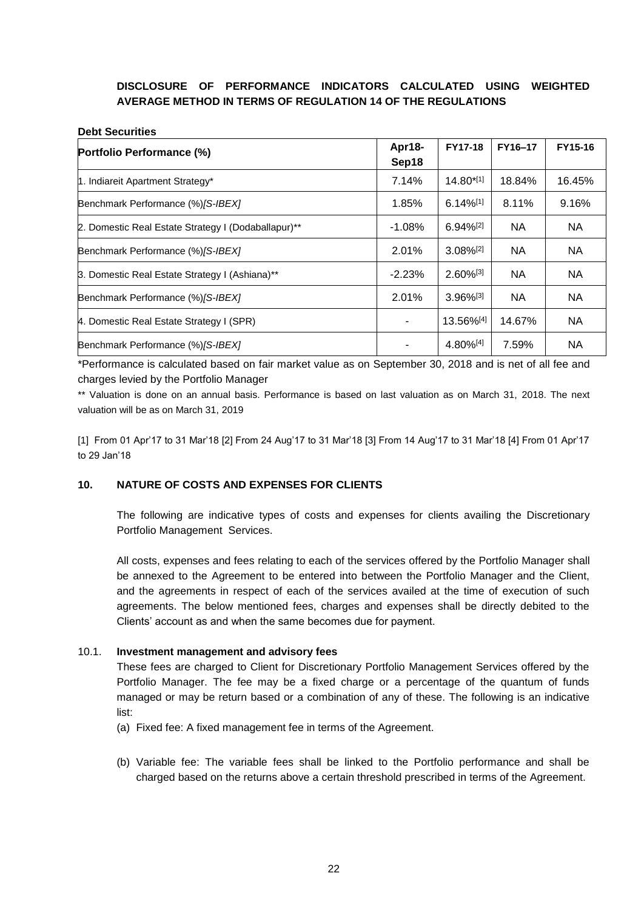**DISCLOSURE OF PERFORMANCE INDICATORS CALCULATED USING WEIGHTED AVERAGE METHOD IN TERMS OF REGULATION 14 OF THE REGULATIONS**

**Debt Securities**

| **Portfolio Performance (%)** | **Apr18-Sep18** | **FY17-18** | **FY16–17** | **FY15-16** |
|---|---|---|---|---|
| 1. Indiareit Apartment Strategy* | 7.14% | 14.80*[1] | 18.84% | 16.45% |
| Benchmark Performance (%)*[S-IBEX]* | 1.85% | 6.14%[1] | 8.11% | 9.16% |
| 2. Domestic Real Estate Strategy I (Dodaballapur)** | -1.08% | 6.94%[2] | NA | NA |
| Benchmark Performance (%)*[S-IBEX]* | 2.01% | 3.08%[2] | NA | NA |
| 3. Domestic Real Estate Strategy I (Ashiana)** | -2.23% | 2.60%[3] | NA | NA |
| Benchmark Performance (%)*[S-IBEX]* | 2.01% | 3.96%[3] | NA | NA |
| 4. Domestic Real Estate Strategy I (SPR) | - | 13.56%[4] | 14.67% | NA |
| Benchmark Performance (%)*[S-IBEX]* | - | 4.80%[4] | 7.59% | NA |

*Performance is calculated based on fair market value as on September 30, 2018 and is net of all fee and charges levied by the Portfolio Manager

** Valuation is done on an annual basis. Performance is based on last valuation as on March 31, 2018. The next valuation will be as on March 31, 2019

[1] From 01 Apr'17 to 31 Mar'18 [2] From 24 Aug'17 to 31 Mar'18 [3] From 14 Aug'17 to 31 Mar'18 [4] From 01 Apr'17 to 29 Jan'18

## 10. NATURE OF COSTS AND EXPENSES FOR CLIENTS

The following are indicative types of costs and expenses for clients availing the Discretionary Portfolio Management Services.

All costs, expenses and fees relating to each of the services offered by the Portfolio Manager shall be annexed to the Agreement to be entered into between the Portfolio Manager and the Client, and the agreements in respect of each of the services availed at the time of execution of such agreements. The below mentioned fees, charges and expenses shall be directly debited to the Clients' account as and when the same becomes due for payment.

### 10.1. Investment management and advisory fees

These fees are charged to Client for Discretionary Portfolio Management Services offered by the Portfolio Manager. The fee may be a fixed charge or a percentage of the quantum of funds managed or may be return based or a combination of any of these. The following is an indicative list:

(a) Fixed fee: A fixed management fee in terms of the Agreement.

(b) Variable fee: The variable fees shall be linked to the Portfolio performance and shall be charged based on the returns above a certain threshold prescribed in terms of the Agreement.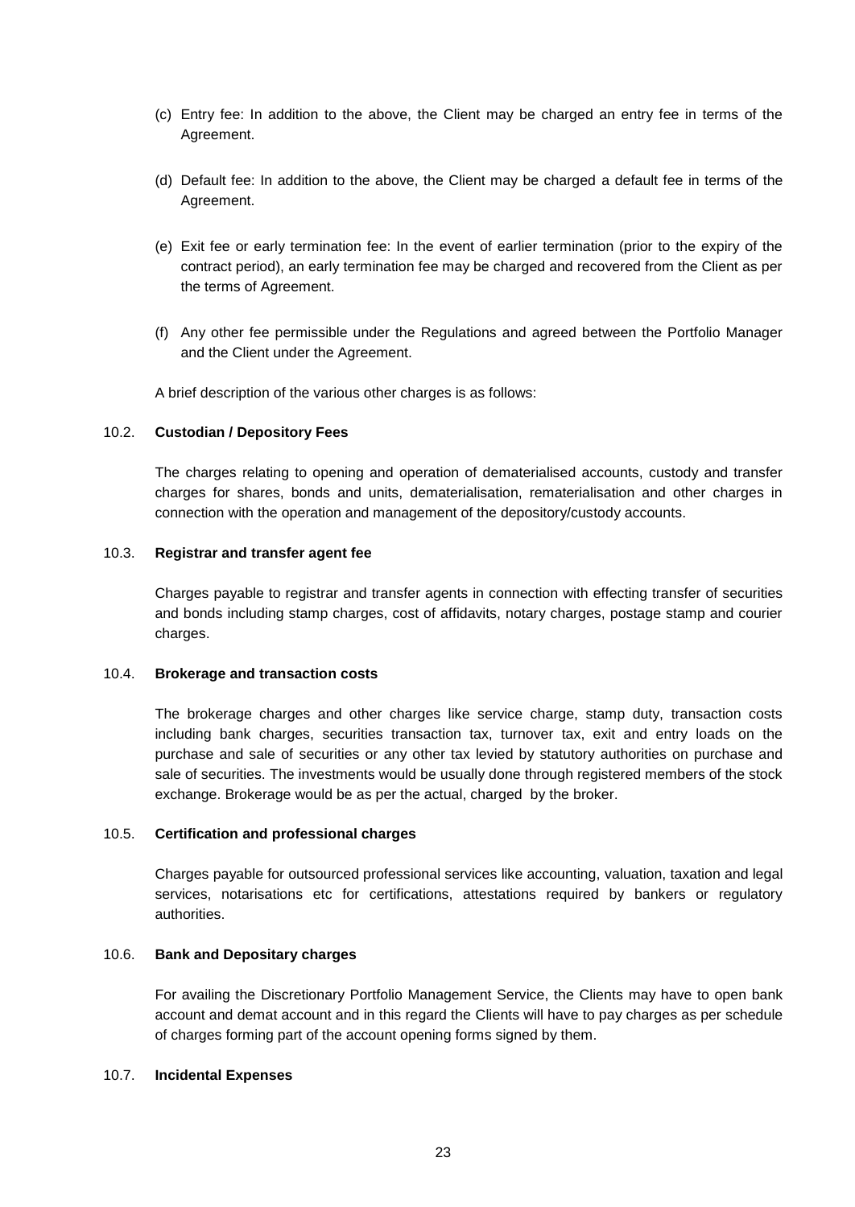(c) Entry fee: In addition to the above, the Client may be charged an entry fee in terms of the Agreement.

(d) Default fee: In addition to the above, the Client may be charged a default fee in terms of the Agreement.

(e) Exit fee or early termination fee: In the event of earlier termination (prior to the expiry of the contract period), an early termination fee may be charged and recovered from the Client as per the terms of Agreement.

(f) Any other fee permissible under the Regulations and agreed between the Portfolio Manager and the Client under the Agreement.

A brief description of the various other charges is as follows:

10.2. **Custodian / Depository Fees**

The charges relating to opening and operation of dematerialised accounts, custody and transfer charges for shares, bonds and units, dematerialisation, rematerialisation and other charges in connection with the operation and management of the depository/custody accounts.

10.3. **Registrar and transfer agent fee**

Charges payable to registrar and transfer agents in connection with effecting transfer of securities and bonds including stamp charges, cost of affidavits, notary charges, postage stamp and courier charges.

10.4. **Brokerage and transaction costs**

The brokerage charges and other charges like service charge, stamp duty, transaction costs including bank charges, securities transaction tax, turnover tax, exit and entry loads on the purchase and sale of securities or any other tax levied by statutory authorities on purchase and sale of securities. The investments would be usually done through registered members of the stock exchange. Brokerage would be as per the actual, charged by the broker.

10.5. **Certification and professional charges**

Charges payable for outsourced professional services like accounting, valuation, taxation and legal services, notarisations etc for certifications, attestations required by bankers or regulatory authorities.

10.6. **Bank and Depositary charges**

For availing the Discretionary Portfolio Management Service, the Clients may have to open bank account and demat account and in this regard the Clients will have to pay charges as per schedule of charges forming part of the account opening forms signed by them.

10.7. **Incidental Expenses**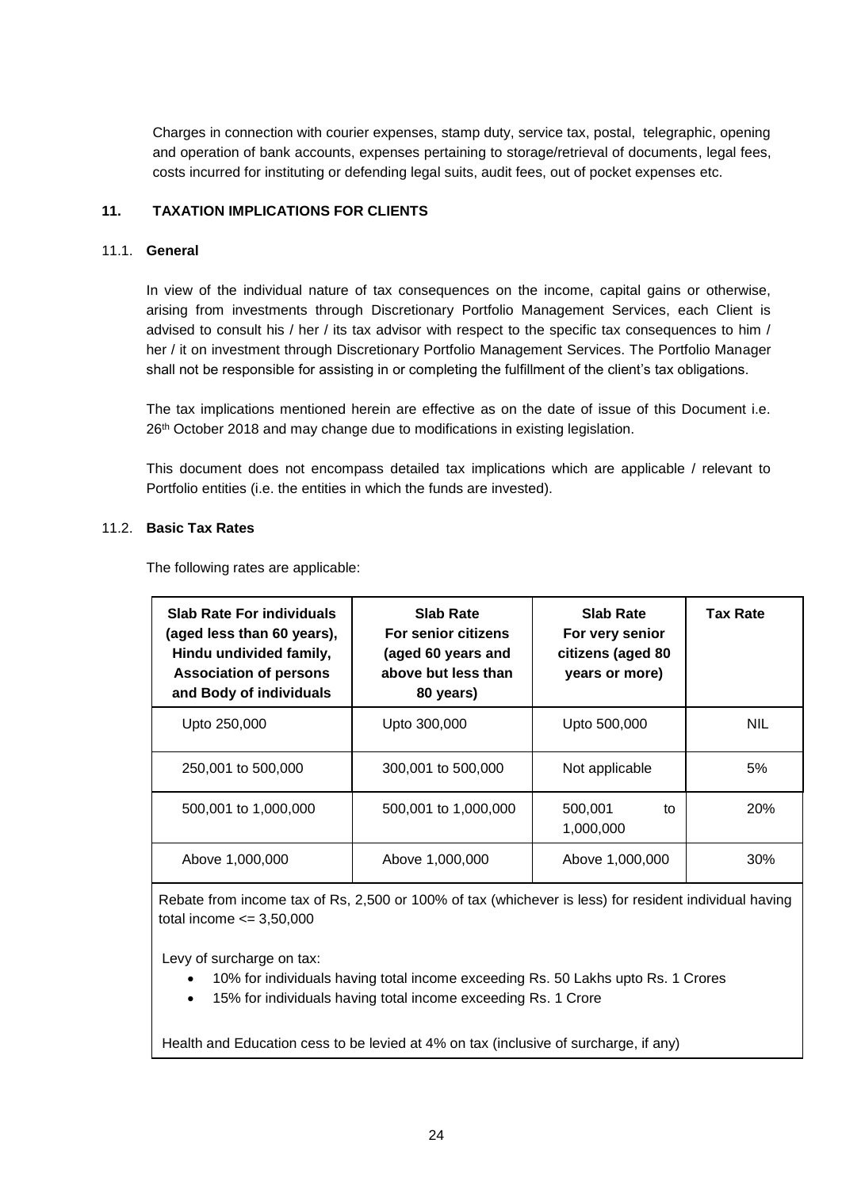Charges in connection with courier expenses, stamp duty, service tax, postal, telegraphic, opening and operation of bank accounts, expenses pertaining to storage/retrieval of documents, legal fees, costs incurred for instituting or defending legal suits, audit fees, out of pocket expenses etc.

## 11. TAXATION IMPLICATIONS FOR CLIENTS

### 11.1. General

In view of the individual nature of tax consequences on the income, capital gains or otherwise, arising from investments through Discretionary Portfolio Management Services, each Client is advised to consult his / her / its tax advisor with respect to the specific tax consequences to him / her / it on investment through Discretionary Portfolio Management Services. The Portfolio Manager shall not be responsible for assisting in or completing the fulfillment of the client's tax obligations.

The tax implications mentioned herein are effective as on the date of issue of this Document i.e. 26th October 2018 and may change due to modifications in existing legislation.

This document does not encompass detailed tax implications which are applicable / relevant to Portfolio entities (i.e. the entities in which the funds are invested).

### 11.2. Basic Tax Rates

The following rates are applicable:

| Slab Rate For individuals (aged less than 60 years), Hindu undivided family, Association of persons and Body of individuals | Slab Rate For senior citizens (aged 60 years and above but less than 80 years) | Slab Rate For very senior citizens (aged 80 years or more) | Tax Rate |
|---|---|---|---|
| Upto 250,000 | Upto 300,000 | Upto 500,000 | NIL |
| 250,001 to 500,000 | 300,001 to 500,000 | Not applicable | 5% |
| 500,001 to 1,000,000 | 500,001 to 1,000,000 | 500,001 to 1,000,000 | 20% |
| Above 1,000,000 | Above 1,000,000 | Above 1,000,000 | 30% |

Rebate from income tax of Rs, 2,500 or 100% of tax (whichever is less) for resident individual having total income <= 3,50,000

Levy of surcharge on tax:

- 10% for individuals having total income exceeding Rs. 50 Lakhs upto Rs. 1 Crores
- 15% for individuals having total income exceeding Rs. 1 Crore

Health and Education cess to be levied at 4% on tax (inclusive of surcharge, if any)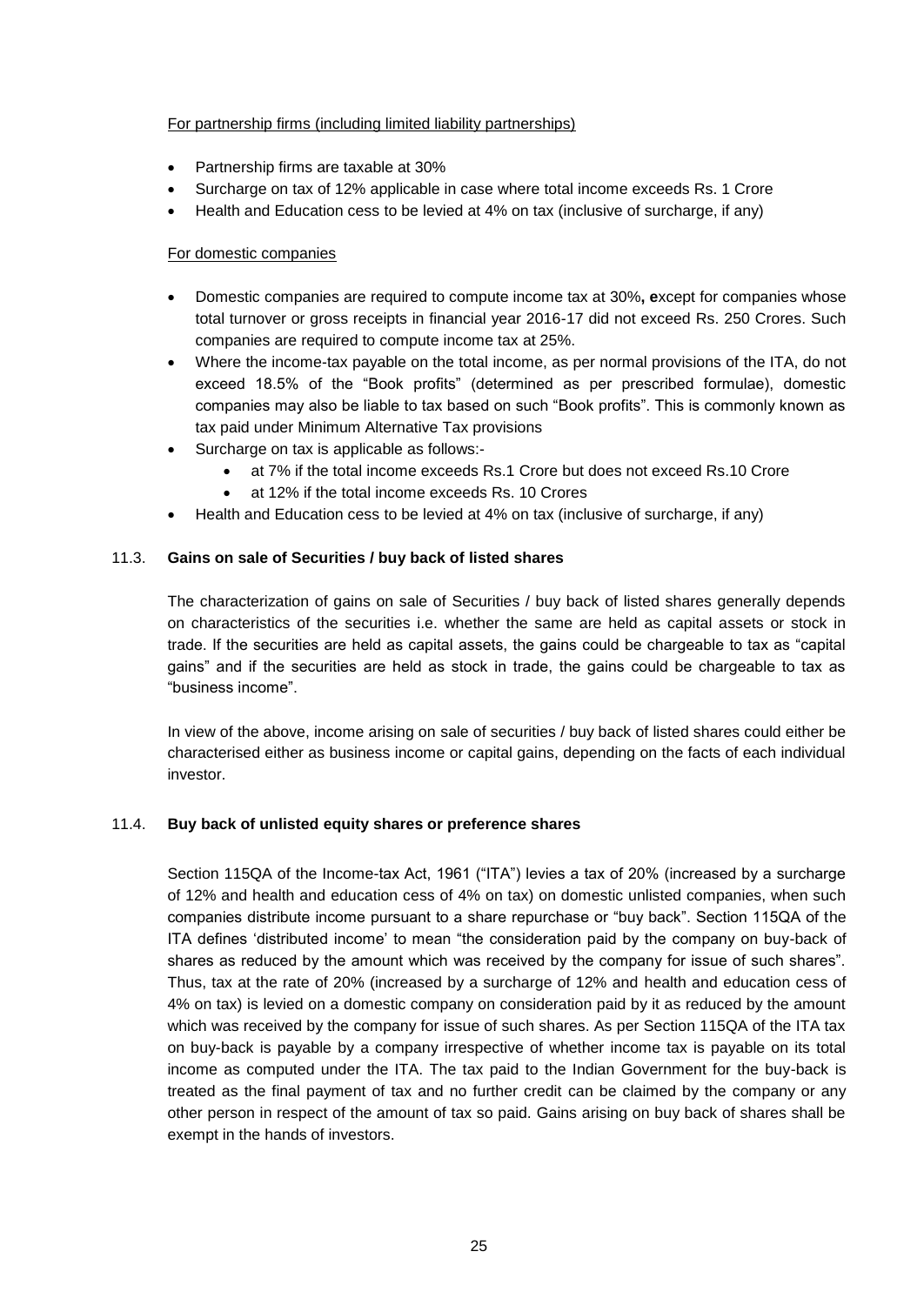For partnership firms (including limited liability partnerships)

- Partnership firms are taxable at 30%
- Surcharge on tax of 12% applicable in case where total income exceeds Rs. 1 Crore
- Health and Education cess to be levied at 4% on tax (inclusive of surcharge, if any)

For domestic companies

- Domestic companies are required to compute income tax at 30%**, e**xcept for companies whose total turnover or gross receipts in financial year 2016-17 did not exceed Rs. 250 Crores. Such companies are required to compute income tax at 25%.
- Where the income-tax payable on the total income, as per normal provisions of the ITA, do not exceed 18.5% of the "Book profits" (determined as per prescribed formulae), domestic companies may also be liable to tax based on such "Book profits". This is commonly known as tax paid under Minimum Alternative Tax provisions
- Surcharge on tax is applicable as follows:-
  - at 7% if the total income exceeds Rs.1 Crore but does not exceed Rs.10 Crore
  - at 12% if the total income exceeds Rs. 10 Crores
- Health and Education cess to be levied at 4% on tax (inclusive of surcharge, if any)

### 11.3. Gains on sale of Securities / buy back of listed shares

The characterization of gains on sale of Securities / buy back of listed shares generally depends on characteristics of the securities i.e. whether the same are held as capital assets or stock in trade. If the securities are held as capital assets, the gains could be chargeable to tax as "capital gains" and if the securities are held as stock in trade, the gains could be chargeable to tax as "business income".

In view of the above, income arising on sale of securities / buy back of listed shares could either be characterised either as business income or capital gains, depending on the facts of each individual investor.

### 11.4. Buy back of unlisted equity shares or preference shares

Section 115QA of the Income-tax Act, 1961 ("ITA") levies a tax of 20% (increased by a surcharge of 12% and health and education cess of 4% on tax) on domestic unlisted companies, when such companies distribute income pursuant to a share repurchase or "buy back". Section 115QA of the ITA defines 'distributed income' to mean "the consideration paid by the company on buy-back of shares as reduced by the amount which was received by the company for issue of such shares". Thus, tax at the rate of 20% (increased by a surcharge of 12% and health and education cess of 4% on tax) is levied on a domestic company on consideration paid by it as reduced by the amount which was received by the company for issue of such shares. As per Section 115QA of the ITA tax on buy-back is payable by a company irrespective of whether income tax is payable on its total income as computed under the ITA. The tax paid to the Indian Government for the buy-back is treated as the final payment of tax and no further credit can be claimed by the company or any other person in respect of the amount of tax so paid. Gains arising on buy back of shares shall be exempt in the hands of investors.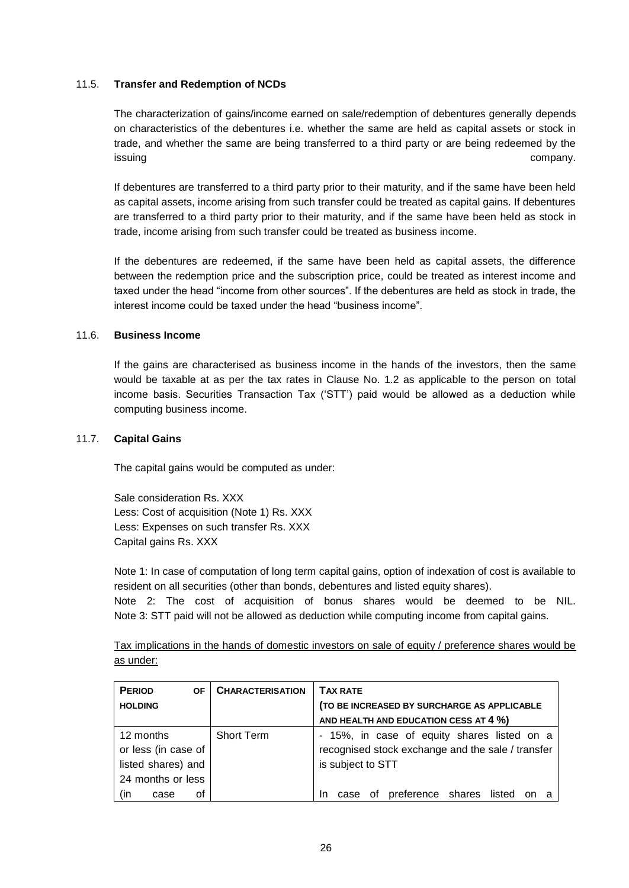### 11.5. Transfer and Redemption of NCDs

The characterization of gains/income earned on sale/redemption of debentures generally depends on characteristics of the debentures i.e. whether the same are held as capital assets or stock in trade, and whether the same are being transferred to a third party or are being redeemed by the issuing company.

If debentures are transferred to a third party prior to their maturity, and if the same have been held as capital assets, income arising from such transfer could be treated as capital gains. If debentures are transferred to a third party prior to their maturity, and if the same have been held as stock in trade, income arising from such transfer could be treated as business income.

If the debentures are redeemed, if the same have been held as capital assets, the difference between the redemption price and the subscription price, could be treated as interest income and taxed under the head "income from other sources". If the debentures are held as stock in trade, the interest income could be taxed under the head "business income".

### 11.6. Business Income

If the gains are characterised as business income in the hands of the investors, then the same would be taxable at as per the tax rates in Clause No. 1.2 as applicable to the person on total income basis. Securities Transaction Tax ('STT') paid would be allowed as a deduction while computing business income.

### 11.7. Capital Gains

The capital gains would be computed as under:

Sale consideration Rs. XXX
Less: Cost of acquisition (Note 1) Rs. XXX
Less: Expenses on such transfer Rs. XXX
Capital gains Rs. XXX

Note 1: In case of computation of long term capital gains, option of indexation of cost is available to resident on all securities (other than bonds, debentures and listed equity shares).
Note 2: The cost of acquisition of bonus shares would be deemed to be NIL.
Note 3: STT paid will not be allowed as deduction while computing income from capital gains.

<u>Tax implications in the hands of domestic investors on sale of equity / preference shares would be as under:</u>

| **PERIOD OF HOLDING** | **CHARACTERISATION** | **TAX RATE (TO BE INCREASED BY SURCHARGE AS APPLICABLE AND HEALTH AND EDUCATION CESS AT 4 %)** |
|---|---|---|
| 12 months or less (in case of listed shares) and 24 months or less (in case of | Short Term | - 15%, in case of equity shares listed on a recognised stock exchange and the sale / transfer is subject to STT<br><br>In case of preference shares listed on a |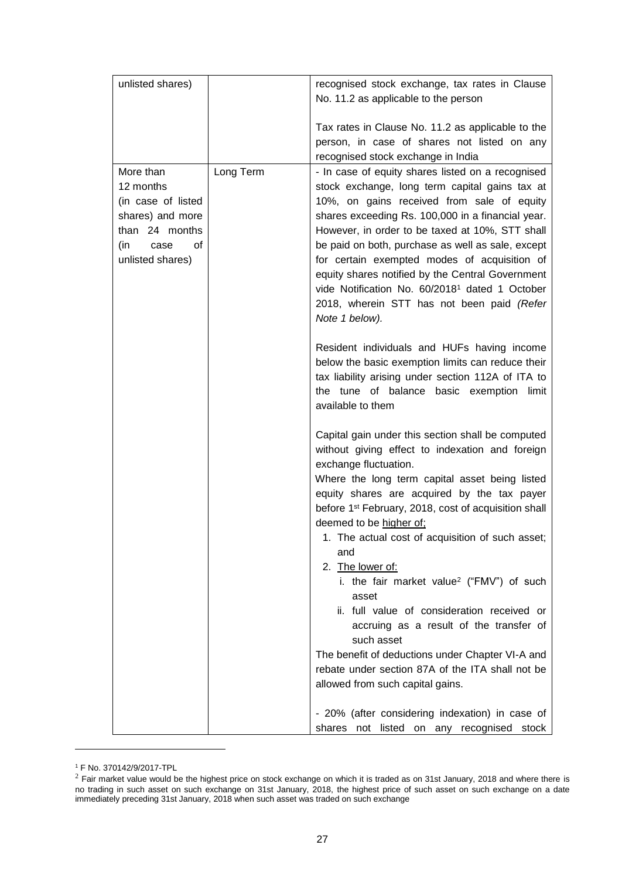| | | |
|---|---|---|
| unlisted shares) | | recognised stock exchange, tax rates in Clause No. 11.2 as applicable to the person<br><br>Tax rates in Clause No. 11.2 as applicable to the person, in case of shares not listed on any recognised stock exchange in India |
| More than 12 months (in case of listed shares) and more than 24 months (in case of unlisted shares) | Long Term | - In case of equity shares listed on a recognised stock exchange, long term capital gains tax at 10%, on gains received from sale of equity shares exceeding Rs. 100,000 in a financial year. However, in order to be taxed at 10%, STT shall be paid on both, purchase as well as sale, except for certain exempted modes of acquisition of equity shares notified by the Central Government vide Notification No. 60/2018[1] dated 1 October 2018, wherein STT has not been paid *(Refer Note 1 below).*<br><br>Resident individuals and HUFs having income below the basic exemption limits can reduce their tax liability arising under section 112A of ITA to the tune of balance basic exemption limit available to them<br><br>Capital gain under this section shall be computed without giving effect to indexation and foreign exchange fluctuation.<br>Where the long term capital asset being listed equity shares are acquired by the tax payer before 1st February, 2018, cost of acquisition shall deemed to be higher of;<br>1. The actual cost of acquisition of such asset; and<br>2. The lower of:<br>i. the fair market value[2] ("FMV") of such asset<br>ii. full value of consideration received or accruing as a result of the transfer of such asset<br>The benefit of deductions under Chapter VI-A and rebate under section 87A of the ITA shall not be allowed from such capital gains.<br><br>- 20% (after considering indexation) in case of shares not listed on any recognised stock |

[1] F No. 370142/9/2017-TPL

[2] Fair market value would be the highest price on stock exchange on which it is traded as on 31st January, 2018 and where there is no trading in such asset on such exchange on 31st January, 2018, the highest price of such asset on such exchange on a date immediately preceding 31st January, 2018 when such asset was traded on such exchange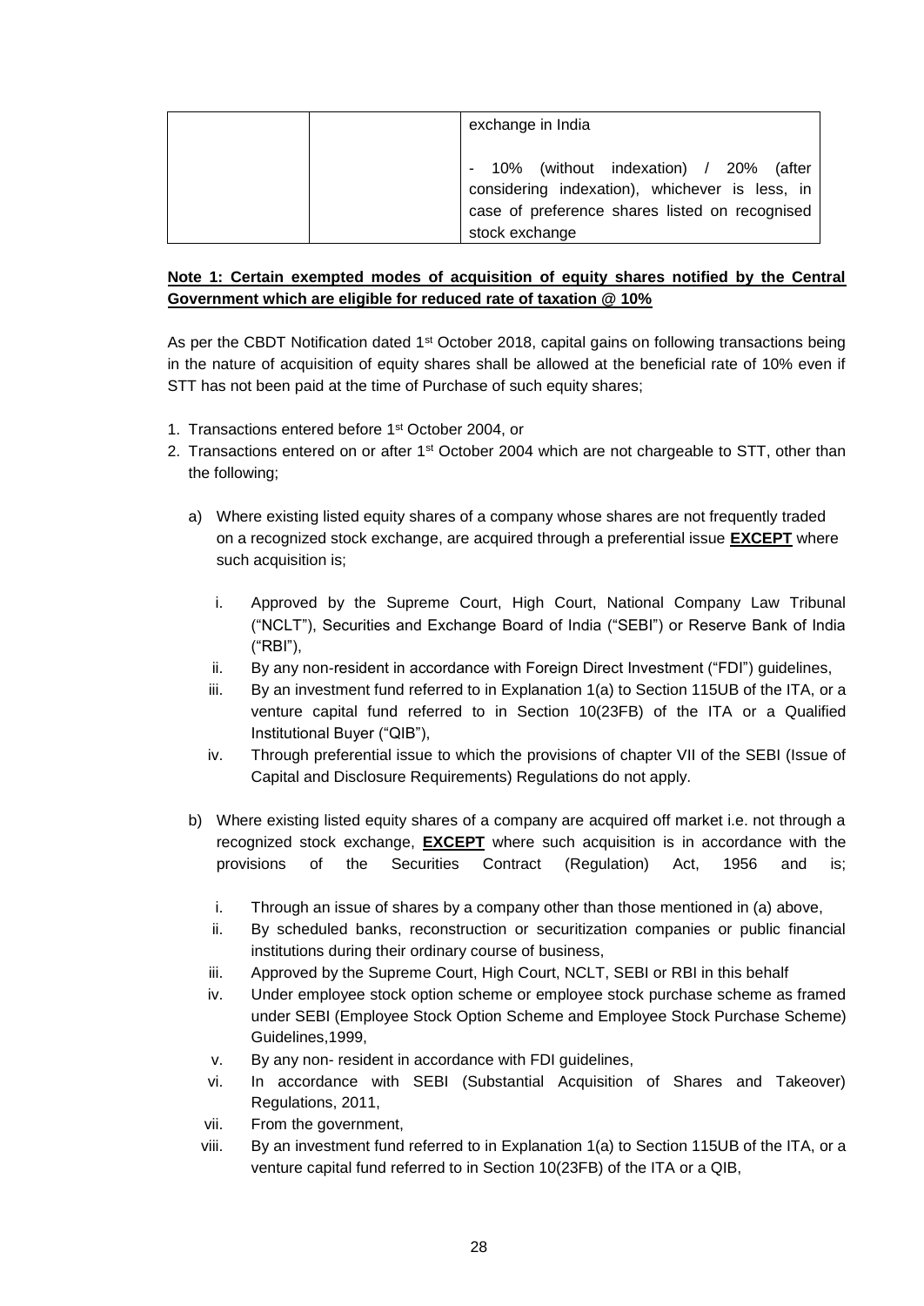| | | exchange in India<br><br>- 10% (without indexation) / 20% (after considering indexation), whichever is less, in case of preference shares listed on recognised stock exchange |
|---|---|---|

**Note 1: Certain exempted modes of acquisition of equity shares notified by the Central Government which are eligible for reduced rate of taxation @ 10%**

As per the CBDT Notification dated 1st October 2018, capital gains on following transactions being in the nature of acquisition of equity shares shall be allowed at the beneficial rate of 10% even if STT has not been paid at the time of Purchase of such equity shares;

1. Transactions entered before 1st October 2004, or
2. Transactions entered on or after 1st October 2004 which are not chargeable to STT, other than the following;

   a) Where existing listed equity shares of a company whose shares are not frequently traded on a recognized stock exchange, are acquired through a preferential issue **EXCEPT** where such acquisition is;

      i. Approved by the Supreme Court, High Court, National Company Law Tribunal ("NCLT"), Securities and Exchange Board of India ("SEBI") or Reserve Bank of India ("RBI"),
      ii. By any non-resident in accordance with Foreign Direct Investment ("FDI") guidelines,
      iii. By an investment fund referred to in Explanation 1(a) to Section 115UB of the ITA, or a venture capital fund referred to in Section 10(23FB) of the ITA or a Qualified Institutional Buyer ("QIB"),
      iv. Through preferential issue to which the provisions of chapter VII of the SEBI (Issue of Capital and Disclosure Requirements) Regulations do not apply.

   b) Where existing listed equity shares of a company are acquired off market i.e. not through a recognized stock exchange, **EXCEPT** where such acquisition is in accordance with the provisions of the Securities Contract (Regulation) Act, 1956 and is;

      i. Through an issue of shares by a company other than those mentioned in (a) above,
      ii. By scheduled banks, reconstruction or securitization companies or public financial institutions during their ordinary course of business,
      iii. Approved by the Supreme Court, High Court, NCLT, SEBI or RBI in this behalf
      iv. Under employee stock option scheme or employee stock purchase scheme as framed under SEBI (Employee Stock Option Scheme and Employee Stock Purchase Scheme) Guidelines,1999,
      v. By any non- resident in accordance with FDI guidelines,
      vi. In accordance with SEBI (Substantial Acquisition of Shares and Takeover) Regulations, 2011,
      vii. From the government,
      viii. By an investment fund referred to in Explanation 1(a) to Section 115UB of the ITA, or a venture capital fund referred to in Section 10(23FB) of the ITA or a QIB,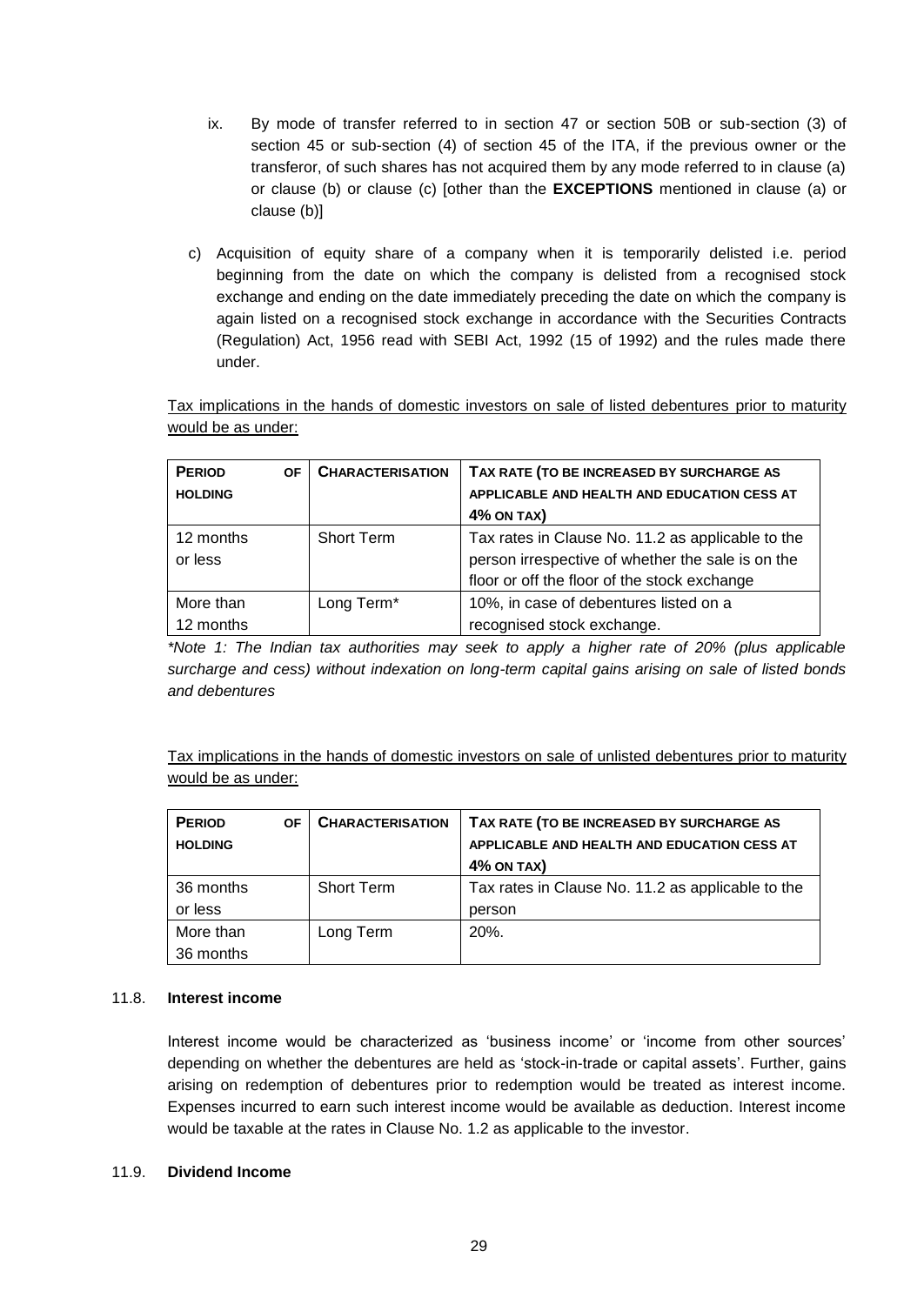ix. By mode of transfer referred to in section 47 or section 50B or sub-section (3) of section 45 or sub-section (4) of section 45 of the ITA, if the previous owner or the transferor, of such shares has not acquired them by any mode referred to in clause (a) or clause (b) or clause (c) [other than the **EXCEPTIONS** mentioned in clause (a) or clause (b)]

c) Acquisition of equity share of a company when it is temporarily delisted i.e. period beginning from the date on which the company is delisted from a recognised stock exchange and ending on the date immediately preceding the date on which the company is again listed on a recognised stock exchange in accordance with the Securities Contracts (Regulation) Act, 1956 read with SEBI Act, 1992 (15 of 1992) and the rules made there under.

Tax implications in the hands of domestic investors on sale of listed debentures prior to maturity would be as under:

| **PERIOD OF HOLDING** | **CHARACTERISATION** | **TAX RATE (TO BE INCREASED BY SURCHARGE AS APPLICABLE AND HEALTH AND EDUCATION CESS AT 4% ON TAX)** |
|---|---|---|
| 12 months or less | Short Term | Tax rates in Clause No. 11.2 as applicable to the person irrespective of whether the sale is on the floor or off the floor of the stock exchange |
| More than 12 months | Long Term* | 10%, in case of debentures listed on a recognised stock exchange. |

*\*Note 1: The Indian tax authorities may seek to apply a higher rate of 20% (plus applicable surcharge and cess) without indexation on long-term capital gains arising on sale of listed bonds and debentures*

Tax implications in the hands of domestic investors on sale of unlisted debentures prior to maturity would be as under:

| **PERIOD OF HOLDING** | **CHARACTERISATION** | **TAX RATE (TO BE INCREASED BY SURCHARGE AS APPLICABLE AND HEALTH AND EDUCATION CESS AT 4% ON TAX)** |
|---|---|---|
| 36 months or less | Short Term | Tax rates in Clause No. 11.2 as applicable to the person |
| More than 36 months | Long Term | 20%. |

### 11.8. Interest income

Interest income would be characterized as 'business income' or 'income from other sources' depending on whether the debentures are held as 'stock-in-trade or capital assets'. Further, gains arising on redemption of debentures prior to redemption would be treated as interest income. Expenses incurred to earn such interest income would be available as deduction. Interest income would be taxable at the rates in Clause No. 1.2 as applicable to the investor.

### 11.9. Dividend Income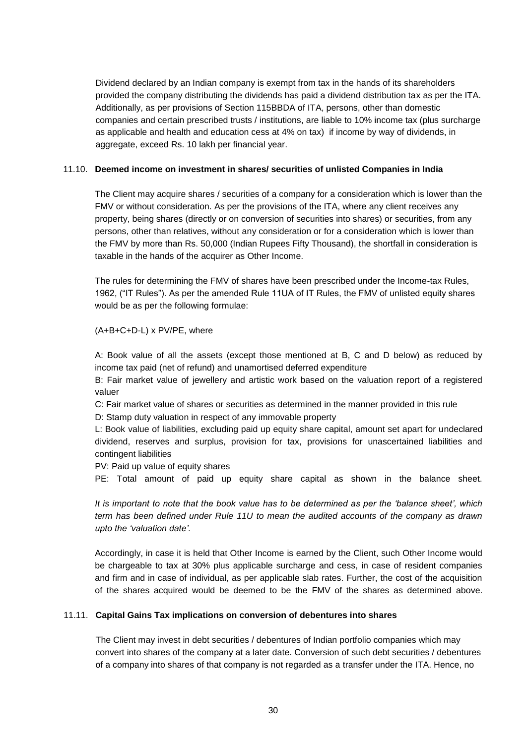Dividend declared by an Indian company is exempt from tax in the hands of its shareholders provided the company distributing the dividends has paid a dividend distribution tax as per the ITA. Additionally, as per provisions of Section 115BBDA of ITA, persons, other than domestic companies and certain prescribed trusts / institutions, are liable to 10% income tax (plus surcharge as applicable and health and education cess at 4% on tax) if income by way of dividends, in aggregate, exceed Rs. 10 lakh per financial year.

### 11.10. **Deemed income on investment in shares/ securities of unlisted Companies in India**

The Client may acquire shares / securities of a company for a consideration which is lower than the FMV or without consideration. As per the provisions of the ITA, where any client receives any property, being shares (directly or on conversion of securities into shares) or securities, from any persons, other than relatives, without any consideration or for a consideration which is lower than the FMV by more than Rs. 50,000 (Indian Rupees Fifty Thousand), the shortfall in consideration is taxable in the hands of the acquirer as Other Income.

The rules for determining the FMV of shares have been prescribed under the Income-tax Rules, 1962, ("IT Rules"). As per the amended Rule 11UA of IT Rules, the FMV of unlisted equity shares would be as per the following formulae:

(A+B+C+D-L) x PV/PE, where

A: Book value of all the assets (except those mentioned at B, C and D below) as reduced by income tax paid (net of refund) and unamortised deferred expenditure

B: Fair market value of jewellery and artistic work based on the valuation report of a registered valuer

C: Fair market value of shares or securities as determined in the manner provided in this rule

D: Stamp duty valuation in respect of any immovable property

L: Book value of liabilities, excluding paid up equity share capital, amount set apart for undeclared dividend, reserves and surplus, provision for tax, provisions for unascertained liabilities and contingent liabilities

PV: Paid up value of equity shares

PE: Total amount of paid up equity share capital as shown in the balance sheet.

*It is important to note that the book value has to be determined as per the 'balance sheet', which term has been defined under Rule 11U to mean the audited accounts of the company as drawn upto the 'valuation date'.*

Accordingly, in case it is held that Other Income is earned by the Client, such Other Income would be chargeable to tax at 30% plus applicable surcharge and cess, in case of resident companies and firm and in case of individual, as per applicable slab rates. Further, the cost of the acquisition of the shares acquired would be deemed to be the FMV of the shares as determined above.

### 11.11. **Capital Gains Tax implications on conversion of debentures into shares**

The Client may invest in debt securities / debentures of Indian portfolio companies which may convert into shares of the company at a later date. Conversion of such debt securities / debentures of a company into shares of that company is not regarded as a transfer under the ITA. Hence, no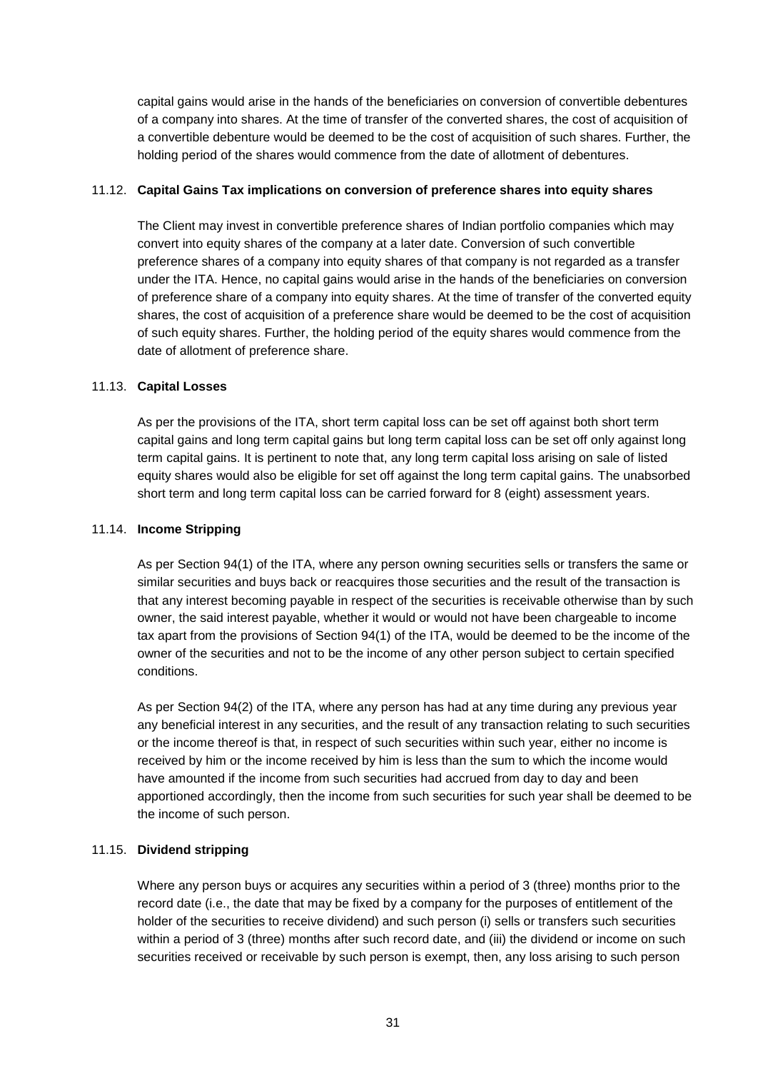capital gains would arise in the hands of the beneficiaries on conversion of convertible debentures of a company into shares. At the time of transfer of the converted shares, the cost of acquisition of a convertible debenture would be deemed to be the cost of acquisition of such shares. Further, the holding period of the shares would commence from the date of allotment of debentures.

### 11.12. Capital Gains Tax implications on conversion of preference shares into equity shares

The Client may invest in convertible preference shares of Indian portfolio companies which may convert into equity shares of the company at a later date. Conversion of such convertible preference shares of a company into equity shares of that company is not regarded as a transfer under the ITA. Hence, no capital gains would arise in the hands of the beneficiaries on conversion of preference share of a company into equity shares. At the time of transfer of the converted equity shares, the cost of acquisition of a preference share would be deemed to be the cost of acquisition of such equity shares. Further, the holding period of the equity shares would commence from the date of allotment of preference share.

### 11.13. Capital Losses

As per the provisions of the ITA, short term capital loss can be set off against both short term capital gains and long term capital gains but long term capital loss can be set off only against long term capital gains. It is pertinent to note that, any long term capital loss arising on sale of listed equity shares would also be eligible for set off against the long term capital gains. The unabsorbed short term and long term capital loss can be carried forward for 8 (eight) assessment years.

### 11.14. Income Stripping

As per Section 94(1) of the ITA, where any person owning securities sells or transfers the same or similar securities and buys back or reacquires those securities and the result of the transaction is that any interest becoming payable in respect of the securities is receivable otherwise than by such owner, the said interest payable, whether it would or would not have been chargeable to income tax apart from the provisions of Section 94(1) of the ITA, would be deemed to be the income of the owner of the securities and not to be the income of any other person subject to certain specified conditions.

As per Section 94(2) of the ITA, where any person has had at any time during any previous year any beneficial interest in any securities, and the result of any transaction relating to such securities or the income thereof is that, in respect of such securities within such year, either no income is received by him or the income received by him is less than the sum to which the income would have amounted if the income from such securities had accrued from day to day and been apportioned accordingly, then the income from such securities for such year shall be deemed to be the income of such person.

### 11.15. Dividend stripping

Where any person buys or acquires any securities within a period of 3 (three) months prior to the record date (i.e., the date that may be fixed by a company for the purposes of entitlement of the holder of the securities to receive dividend) and such person (i) sells or transfers such securities within a period of 3 (three) months after such record date, and (iii) the dividend or income on such securities received or receivable by such person is exempt, then, any loss arising to such person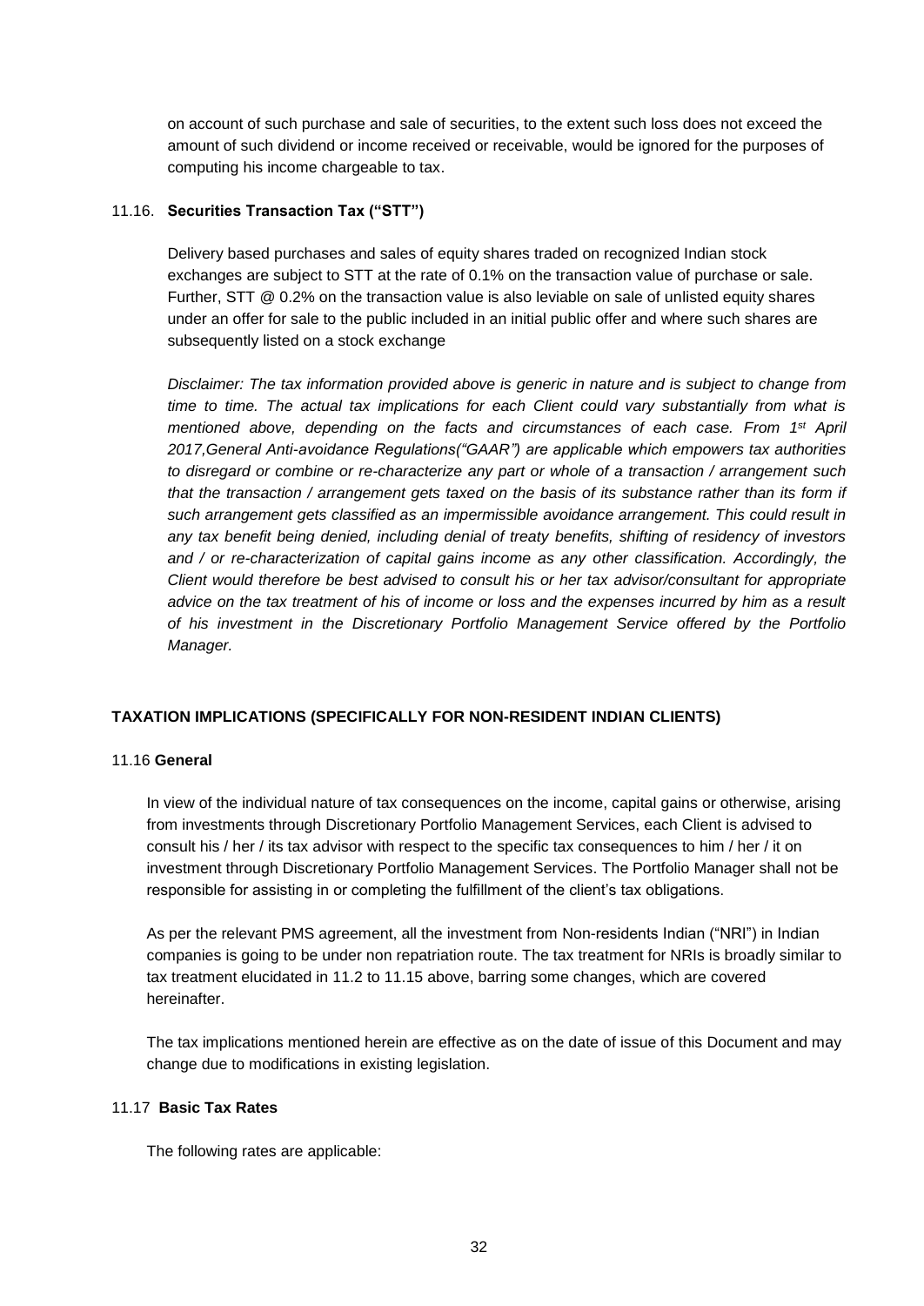on account of such purchase and sale of securities, to the extent such loss does not exceed the amount of such dividend or income received or receivable, would be ignored for the purposes of computing his income chargeable to tax.

### 11.16. Securities Transaction Tax ("STT")

Delivery based purchases and sales of equity shares traded on recognized Indian stock exchanges are subject to STT at the rate of 0.1% on the transaction value of purchase or sale. Further, STT @ 0.2% on the transaction value is also leviable on sale of unlisted equity shares under an offer for sale to the public included in an initial public offer and where such shares are subsequently listed on a stock exchange

*Disclaimer: The tax information provided above is generic in nature and is subject to change from time to time. The actual tax implications for each Client could vary substantially from what is mentioned above, depending on the facts and circumstances of each case. From 1st April 2017,General Anti-avoidance Regulations("GAAR") are applicable which empowers tax authorities to disregard or combine or re-characterize any part or whole of a transaction / arrangement such that the transaction / arrangement gets taxed on the basis of its substance rather than its form if such arrangement gets classified as an impermissible avoidance arrangement. This could result in any tax benefit being denied, including denial of treaty benefits, shifting of residency of investors and / or re-characterization of capital gains income as any other classification. Accordingly, the Client would therefore be best advised to consult his or her tax advisor/consultant for appropriate advice on the tax treatment of his of income or loss and the expenses incurred by him as a result of his investment in the Discretionary Portfolio Management Service offered by the Portfolio Manager.*

## TAXATION IMPLICATIONS (SPECIFICALLY FOR NON-RESIDENT INDIAN CLIENTS)

### 11.16 General

In view of the individual nature of tax consequences on the income, capital gains or otherwise, arising from investments through Discretionary Portfolio Management Services, each Client is advised to consult his / her / its tax advisor with respect to the specific tax consequences to him / her / it on investment through Discretionary Portfolio Management Services. The Portfolio Manager shall not be responsible for assisting in or completing the fulfillment of the client's tax obligations.

As per the relevant PMS agreement, all the investment from Non-residents Indian ("NRI") in Indian companies is going to be under non repatriation route. The tax treatment for NRIs is broadly similar to tax treatment elucidated in 11.2 to 11.15 above, barring some changes, which are covered hereinafter.

The tax implications mentioned herein are effective as on the date of issue of this Document and may change due to modifications in existing legislation.

### 11.17 Basic Tax Rates

The following rates are applicable: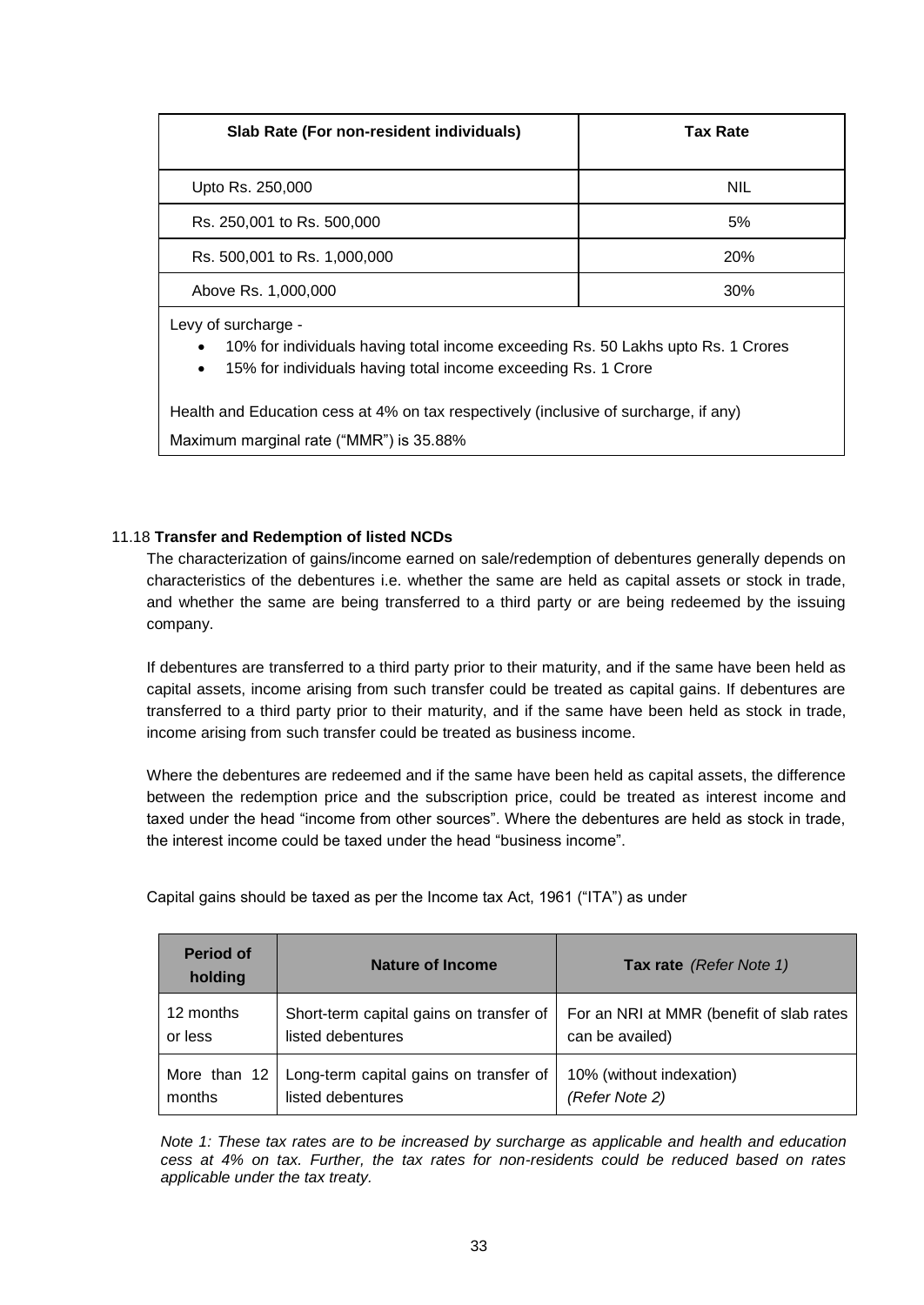| Slab Rate (For non-resident individuals) | Tax Rate |
|---|---|
| Upto Rs. 250,000 | NIL |
| Rs. 250,001 to Rs. 500,000 | 5% |
| Rs. 500,001 to Rs. 1,000,000 | 20% |
| Above Rs. 1,000,000 | 30% |

Levy of surcharge -

- 10% for individuals having total income exceeding Rs. 50 Lakhs upto Rs. 1 Crores
- 15% for individuals having total income exceeding Rs. 1 Crore

Health and Education cess at 4% on tax respectively (inclusive of surcharge, if any)

Maximum marginal rate ("MMR") is 35.88%

11.18 **Transfer and Redemption of listed NCDs**

The characterization of gains/income earned on sale/redemption of debentures generally depends on characteristics of the debentures i.e. whether the same are held as capital assets or stock in trade, and whether the same are being transferred to a third party or are being redeemed by the issuing company.

If debentures are transferred to a third party prior to their maturity, and if the same have been held as capital assets, income arising from such transfer could be treated as capital gains. If debentures are transferred to a third party prior to their maturity, and if the same have been held as stock in trade, income arising from such transfer could be treated as business income.

Where the debentures are redeemed and if the same have been held as capital assets, the difference between the redemption price and the subscription price, could be treated as interest income and taxed under the head "income from other sources". Where the debentures are held as stock in trade, the interest income could be taxed under the head "business income".

Capital gains should be taxed as per the Income tax Act, 1961 ("ITA") as under

| Period of holding | Nature of Income | Tax rate *(Refer Note 1)* |
|---|---|---|
| 12 months or less | Short-term capital gains on transfer of listed debentures | For an NRI at MMR (benefit of slab rates can be availed) |
| More than 12 months | Long-term capital gains on transfer of listed debentures | 10% (without indexation) *(Refer Note 2)* |

*Note 1: These tax rates are to be increased by surcharge as applicable and health and education cess at 4% on tax. Further, the tax rates for non-residents could be reduced based on rates applicable under the tax treaty.*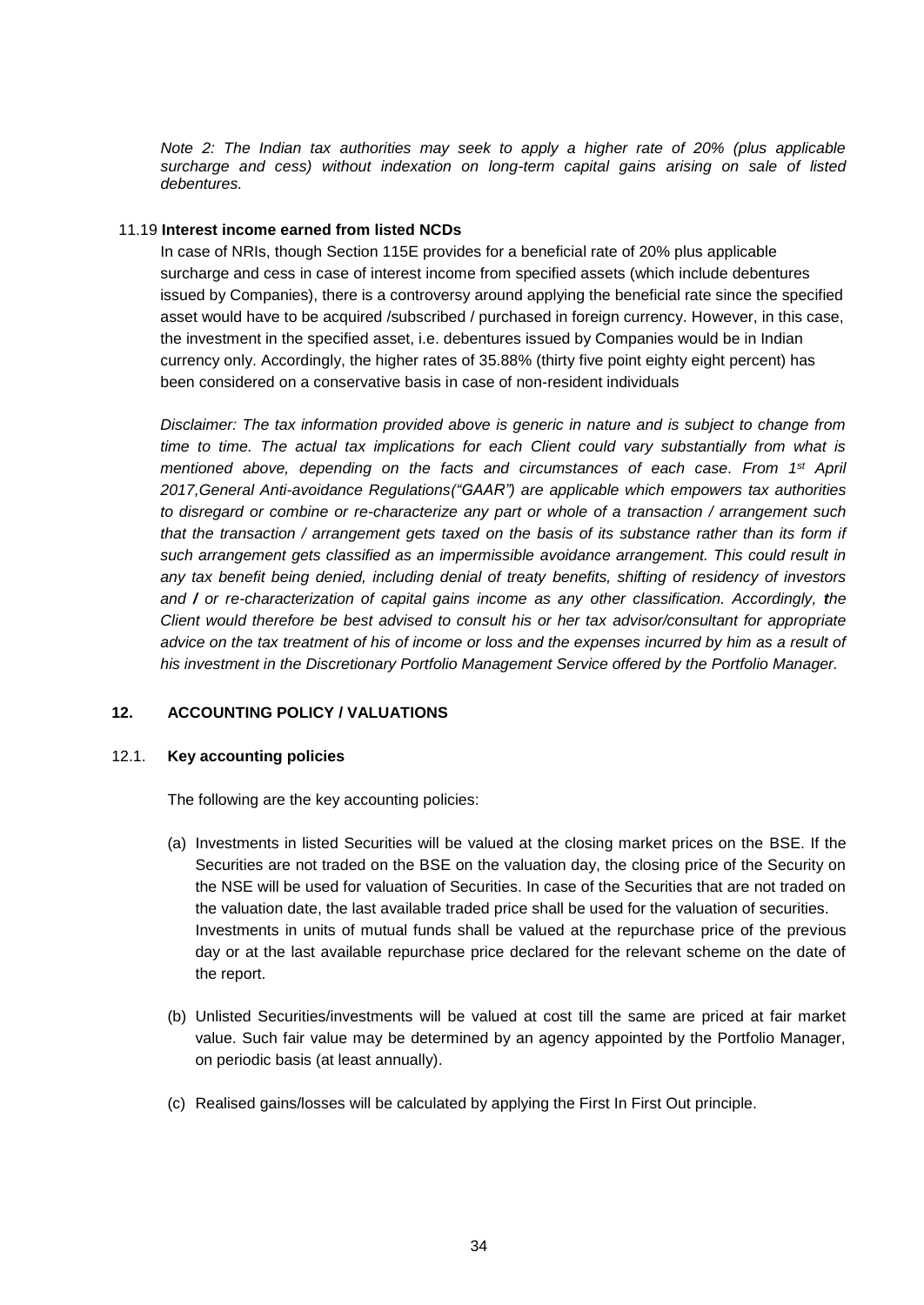*Note 2: The Indian tax authorities may seek to apply a higher rate of 20% (plus applicable surcharge and cess) without indexation on long-term capital gains arising on sale of listed debentures.*

11.19 **Interest income earned from listed NCDs**

In case of NRIs, though Section 115E provides for a beneficial rate of 20% plus applicable surcharge and cess in case of interest income from specified assets (which include debentures issued by Companies), there is a controversy around applying the beneficial rate since the specified asset would have to be acquired /subscribed / purchased in foreign currency. However, in this case, the investment in the specified asset, i.e. debentures issued by Companies would be in Indian currency only. Accordingly, the higher rates of 35.88% (thirty five point eighty eight percent) has been considered on a conservative basis in case of non-resident individuals

*Disclaimer: The tax information provided above is generic in nature and is subject to change from time to time. The actual tax implications for each Client could vary substantially from what is mentioned above, depending on the facts and circumstances of each case. From 1st April 2017,General Anti-avoidance Regulations("GAAR") are applicable which empowers tax authorities to disregard or combine or re-characterize any part or whole of a transaction / arrangement such that the transaction / arrangement gets taxed on the basis of its substance rather than its form if such arrangement gets classified as an impermissible avoidance arrangement. This could result in any tax benefit being denied, including denial of treaty benefits, shifting of residency of investors and / or re-characterization of capital gains income as any other classification. Accordingly, the Client would therefore be best advised to consult his or her tax advisor/consultant for appropriate advice on the tax treatment of his of income or loss and the expenses incurred by him as a result of his investment in the Discretionary Portfolio Management Service offered by the Portfolio Manager.*

## 12. ACCOUNTING POLICY / VALUATIONS

### 12.1. Key accounting policies

The following are the key accounting policies:

(a) Investments in listed Securities will be valued at the closing market prices on the BSE. If the Securities are not traded on the BSE on the valuation day, the closing price of the Security on the NSE will be used for valuation of Securities. In case of the Securities that are not traded on the valuation date, the last available traded price shall be used for the valuation of securities. Investments in units of mutual funds shall be valued at the repurchase price of the previous day or at the last available repurchase price declared for the relevant scheme on the date of the report.

(b) Unlisted Securities/investments will be valued at cost till the same are priced at fair market value. Such fair value may be determined by an agency appointed by the Portfolio Manager, on periodic basis (at least annually).

(c) Realised gains/losses will be calculated by applying the First In First Out principle.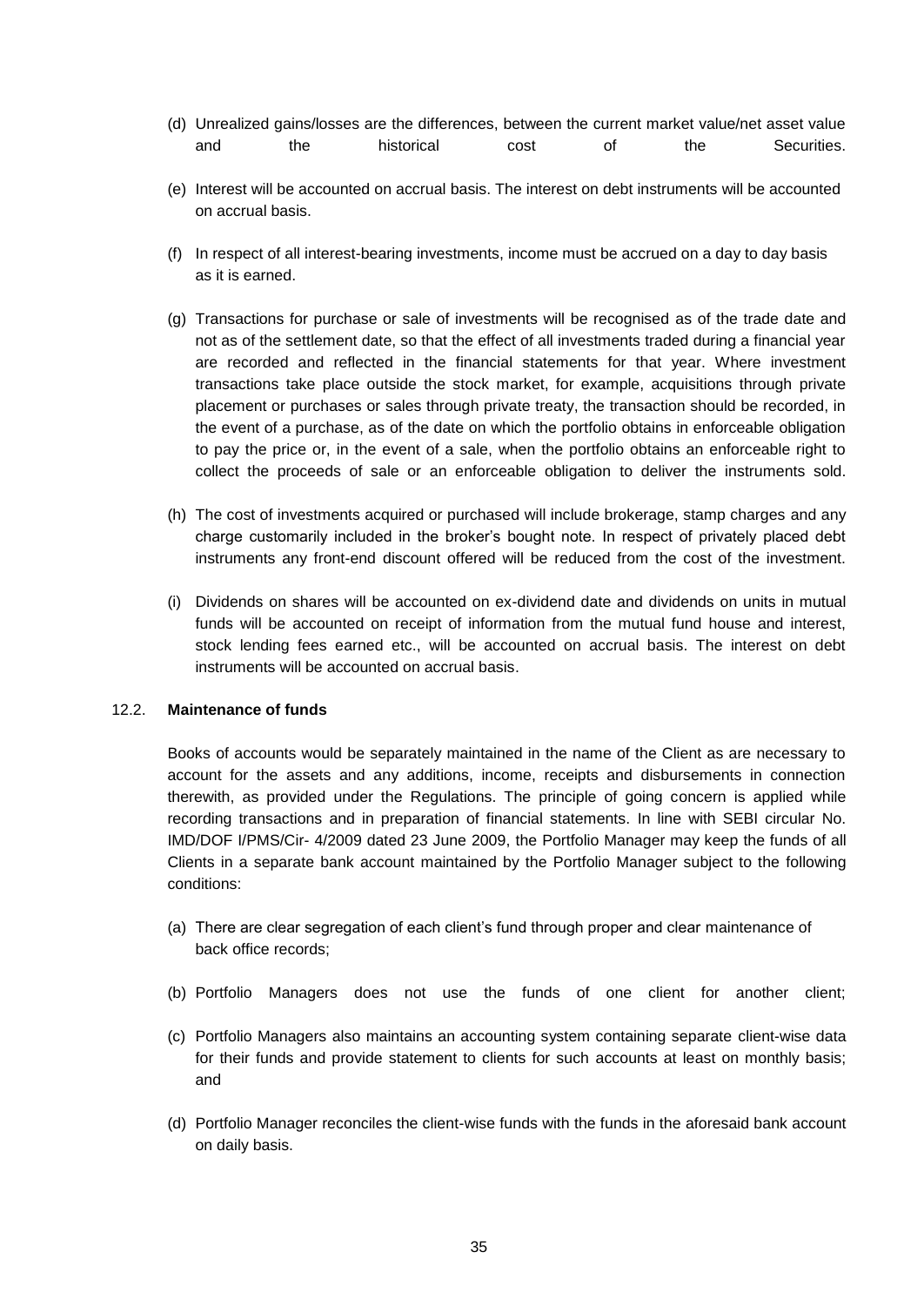(d) Unrealized gains/losses are the differences, between the current market value/net asset value and the historical cost of the Securities.

(e) Interest will be accounted on accrual basis. The interest on debt instruments will be accounted on accrual basis.

(f) In respect of all interest-bearing investments, income must be accrued on a day to day basis as it is earned.

(g) Transactions for purchase or sale of investments will be recognised as of the trade date and not as of the settlement date, so that the effect of all investments traded during a financial year are recorded and reflected in the financial statements for that year. Where investment transactions take place outside the stock market, for example, acquisitions through private placement or purchases or sales through private treaty, the transaction should be recorded, in the event of a purchase, as of the date on which the portfolio obtains in enforceable obligation to pay the price or, in the event of a sale, when the portfolio obtains an enforceable right to collect the proceeds of sale or an enforceable obligation to deliver the instruments sold.

(h) The cost of investments acquired or purchased will include brokerage, stamp charges and any charge customarily included in the broker's bought note. In respect of privately placed debt instruments any front-end discount offered will be reduced from the cost of the investment.

(i) Dividends on shares will be accounted on ex-dividend date and dividends on units in mutual funds will be accounted on receipt of information from the mutual fund house and interest, stock lending fees earned etc., will be accounted on accrual basis. The interest on debt instruments will be accounted on accrual basis.

12.2. **Maintenance of funds**

Books of accounts would be separately maintained in the name of the Client as are necessary to account for the assets and any additions, income, receipts and disbursements in connection therewith, as provided under the Regulations. The principle of going concern is applied while recording transactions and in preparation of financial statements. In line with SEBI circular No. IMD/DOF I/PMS/Cir- 4/2009 dated 23 June 2009, the Portfolio Manager may keep the funds of all Clients in a separate bank account maintained by the Portfolio Manager subject to the following conditions:

(a) There are clear segregation of each client's fund through proper and clear maintenance of back office records;

(b) Portfolio Managers does not use the funds of one client for another client;

(c) Portfolio Managers also maintains an accounting system containing separate client-wise data for their funds and provide statement to clients for such accounts at least on monthly basis; and

(d) Portfolio Manager reconciles the client-wise funds with the funds in the aforesaid bank account on daily basis.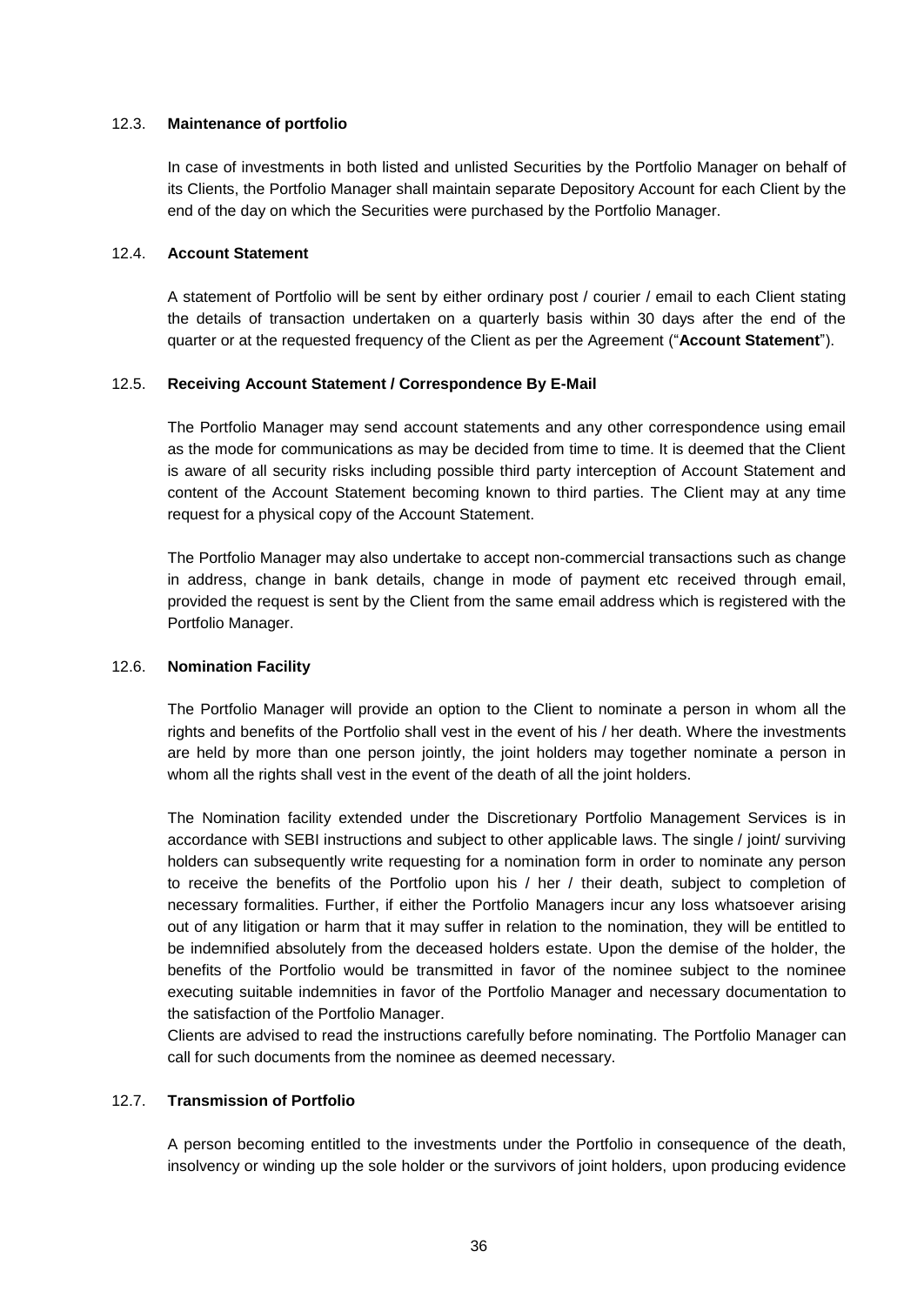### 12.3. **Maintenance of portfolio**

In case of investments in both listed and unlisted Securities by the Portfolio Manager on behalf of its Clients, the Portfolio Manager shall maintain separate Depository Account for each Client by the end of the day on which the Securities were purchased by the Portfolio Manager.

### 12.4. **Account Statement**

A statement of Portfolio will be sent by either ordinary post / courier / email to each Client stating the details of transaction undertaken on a quarterly basis within 30 days after the end of the quarter or at the requested frequency of the Client as per the Agreement ("**Account Statement**").

### 12.5. **Receiving Account Statement / Correspondence By E-Mail**

The Portfolio Manager may send account statements and any other correspondence using email as the mode for communications as may be decided from time to time. It is deemed that the Client is aware of all security risks including possible third party interception of Account Statement and content of the Account Statement becoming known to third parties. The Client may at any time request for a physical copy of the Account Statement.

The Portfolio Manager may also undertake to accept non-commercial transactions such as change in address, change in bank details, change in mode of payment etc received through email, provided the request is sent by the Client from the same email address which is registered with the Portfolio Manager.

### 12.6. **Nomination Facility**

The Portfolio Manager will provide an option to the Client to nominate a person in whom all the rights and benefits of the Portfolio shall vest in the event of his / her death. Where the investments are held by more than one person jointly, the joint holders may together nominate a person in whom all the rights shall vest in the event of the death of all the joint holders.

The Nomination facility extended under the Discretionary Portfolio Management Services is in accordance with SEBI instructions and subject to other applicable laws. The single / joint/ surviving holders can subsequently write requesting for a nomination form in order to nominate any person to receive the benefits of the Portfolio upon his / her / their death, subject to completion of necessary formalities. Further, if either the Portfolio Managers incur any loss whatsoever arising out of any litigation or harm that it may suffer in relation to the nomination, they will be entitled to be indemnified absolutely from the deceased holders estate. Upon the demise of the holder, the benefits of the Portfolio would be transmitted in favor of the nominee subject to the nominee executing suitable indemnities in favor of the Portfolio Manager and necessary documentation to the satisfaction of the Portfolio Manager.
Clients are advised to read the instructions carefully before nominating. The Portfolio Manager can call for such documents from the nominee as deemed necessary.

### 12.7. **Transmission of Portfolio**

A person becoming entitled to the investments under the Portfolio in consequence of the death, insolvency or winding up the sole holder or the survivors of joint holders, upon producing evidence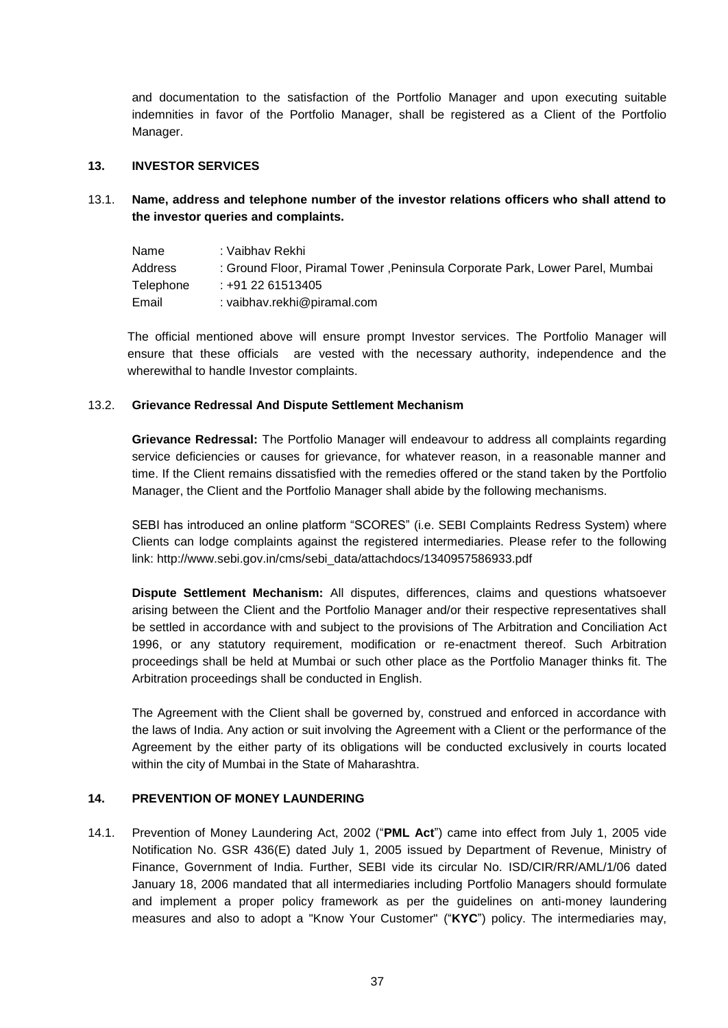and documentation to the satisfaction of the Portfolio Manager and upon executing suitable indemnities in favor of the Portfolio Manager, shall be registered as a Client of the Portfolio Manager.

## 13. INVESTOR SERVICES

### 13.1. Name, address and telephone number of the investor relations officers who shall attend to the investor queries and complaints.

| | |
|---|---|
| Name | : Vaibhav Rekhi |
| Address | : Ground Floor, Piramal Tower ,Peninsula Corporate Park, Lower Parel, Mumbai |
| Telephone | : +91 22 61513405 |
| Email | : vaibhav.rekhi@piramal.com |

The official mentioned above will ensure prompt Investor services. The Portfolio Manager will ensure that these officials are vested with the necessary authority, independence and the wherewithal to handle Investor complaints.

### 13.2. Grievance Redressal And Dispute Settlement Mechanism

**Grievance Redressal:** The Portfolio Manager will endeavour to address all complaints regarding service deficiencies or causes for grievance, for whatever reason, in a reasonable manner and time. If the Client remains dissatisfied with the remedies offered or the stand taken by the Portfolio Manager, the Client and the Portfolio Manager shall abide by the following mechanisms.

SEBI has introduced an online platform "SCORES" (i.e. SEBI Complaints Redress System) where Clients can lodge complaints against the registered intermediaries. Please refer to the following link: http://www.sebi.gov.in/cms/sebi_data/attachdocs/1340957586933.pdf

**Dispute Settlement Mechanism:** All disputes, differences, claims and questions whatsoever arising between the Client and the Portfolio Manager and/or their respective representatives shall be settled in accordance with and subject to the provisions of The Arbitration and Conciliation Act 1996, or any statutory requirement, modification or re-enactment thereof. Such Arbitration proceedings shall be held at Mumbai or such other place as the Portfolio Manager thinks fit. The Arbitration proceedings shall be conducted in English.

The Agreement with the Client shall be governed by, construed and enforced in accordance with the laws of India. Any action or suit involving the Agreement with a Client or the performance of the Agreement by the either party of its obligations will be conducted exclusively in courts located within the city of Mumbai in the State of Maharashtra.

## 14. PREVENTION OF MONEY LAUNDERING

14.1. Prevention of Money Laundering Act, 2002 ("**PML Act**") came into effect from July 1, 2005 vide Notification No. GSR 436(E) dated July 1, 2005 issued by Department of Revenue, Ministry of Finance, Government of India. Further, SEBI vide its circular No. ISD/CIR/RR/AML/1/06 dated January 18, 2006 mandated that all intermediaries including Portfolio Managers should formulate and implement a proper policy framework as per the guidelines on anti-money laundering measures and also to adopt a "Know Your Customer" ("**KYC**") policy. The intermediaries may,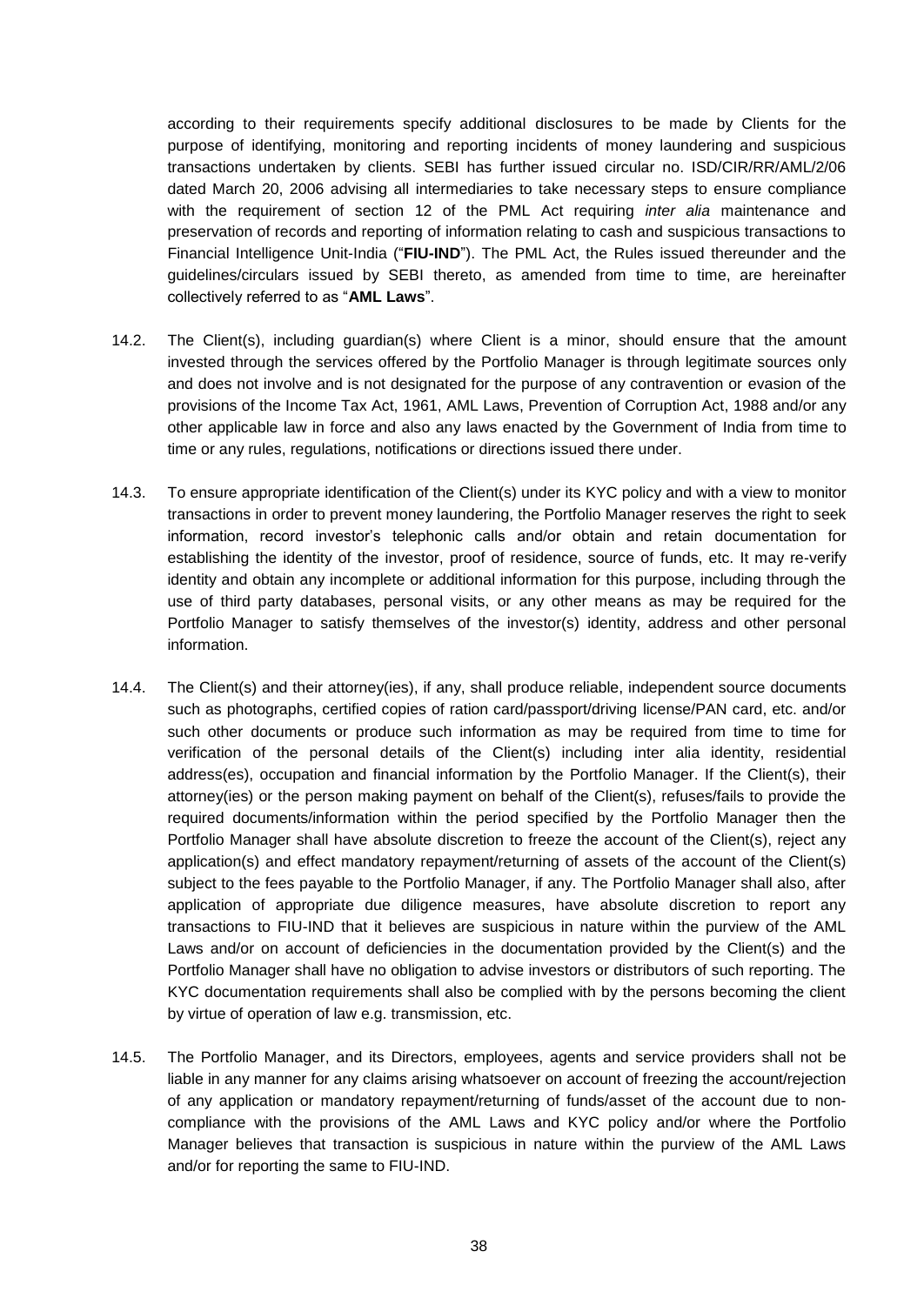according to their requirements specify additional disclosures to be made by Clients for the purpose of identifying, monitoring and reporting incidents of money laundering and suspicious transactions undertaken by clients. SEBI has further issued circular no. ISD/CIR/RR/AML/2/06 dated March 20, 2006 advising all intermediaries to take necessary steps to ensure compliance with the requirement of section 12 of the PML Act requiring *inter alia* maintenance and preservation of records and reporting of information relating to cash and suspicious transactions to Financial Intelligence Unit-India ("**FIU-IND**"). The PML Act, the Rules issued thereunder and the guidelines/circulars issued by SEBI thereto, as amended from time to time, are hereinafter collectively referred to as "**AML Laws**".

14.2. The Client(s), including guardian(s) where Client is a minor, should ensure that the amount invested through the services offered by the Portfolio Manager is through legitimate sources only and does not involve and is not designated for the purpose of any contravention or evasion of the provisions of the Income Tax Act, 1961, AML Laws, Prevention of Corruption Act, 1988 and/or any other applicable law in force and also any laws enacted by the Government of India from time to time or any rules, regulations, notifications or directions issued there under.

14.3. To ensure appropriate identification of the Client(s) under its KYC policy and with a view to monitor transactions in order to prevent money laundering, the Portfolio Manager reserves the right to seek information, record investor's telephonic calls and/or obtain and retain documentation for establishing the identity of the investor, proof of residence, source of funds, etc. It may re-verify identity and obtain any incomplete or additional information for this purpose, including through the use of third party databases, personal visits, or any other means as may be required for the Portfolio Manager to satisfy themselves of the investor(s) identity, address and other personal information.

14.4. The Client(s) and their attorney(ies), if any, shall produce reliable, independent source documents such as photographs, certified copies of ration card/passport/driving license/PAN card, etc. and/or such other documents or produce such information as may be required from time to time for verification of the personal details of the Client(s) including inter alia identity, residential address(es), occupation and financial information by the Portfolio Manager. If the Client(s), their attorney(ies) or the person making payment on behalf of the Client(s), refuses/fails to provide the required documents/information within the period specified by the Portfolio Manager then the Portfolio Manager shall have absolute discretion to freeze the account of the Client(s), reject any application(s) and effect mandatory repayment/returning of assets of the account of the Client(s) subject to the fees payable to the Portfolio Manager, if any. The Portfolio Manager shall also, after application of appropriate due diligence measures, have absolute discretion to report any transactions to FIU-IND that it believes are suspicious in nature within the purview of the AML Laws and/or on account of deficiencies in the documentation provided by the Client(s) and the Portfolio Manager shall have no obligation to advise investors or distributors of such reporting. The KYC documentation requirements shall also be complied with by the persons becoming the client by virtue of operation of law e.g. transmission, etc.

14.5. The Portfolio Manager, and its Directors, employees, agents and service providers shall not be liable in any manner for any claims arising whatsoever on account of freezing the account/rejection of any application or mandatory repayment/returning of funds/asset of the account due to non-compliance with the provisions of the AML Laws and KYC policy and/or where the Portfolio Manager believes that transaction is suspicious in nature within the purview of the AML Laws and/or for reporting the same to FIU-IND.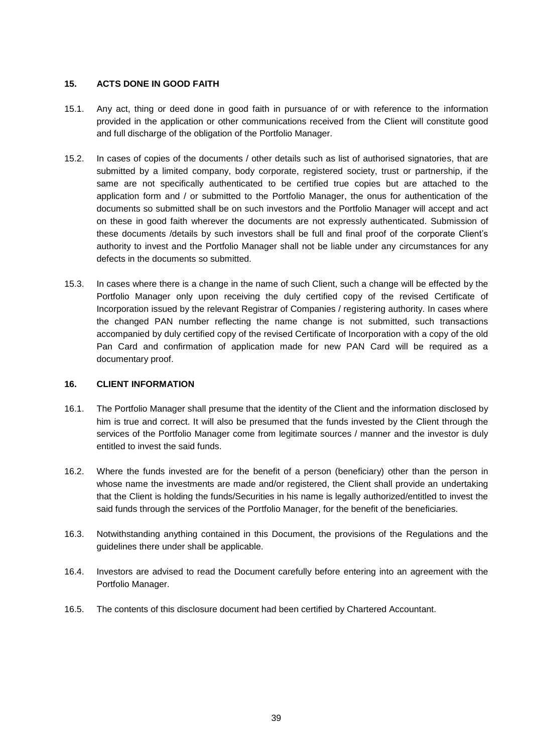## 15. ACTS DONE IN GOOD FAITH

15.1. Any act, thing or deed done in good faith in pursuance of or with reference to the information provided in the application or other communications received from the Client will constitute good and full discharge of the obligation of the Portfolio Manager.

15.2. In cases of copies of the documents / other details such as list of authorised signatories, that are submitted by a limited company, body corporate, registered society, trust or partnership, if the same are not specifically authenticated to be certified true copies but are attached to the application form and / or submitted to the Portfolio Manager, the onus for authentication of the documents so submitted shall be on such investors and the Portfolio Manager will accept and act on these in good faith wherever the documents are not expressly authenticated. Submission of these documents /details by such investors shall be full and final proof of the corporate Client's authority to invest and the Portfolio Manager shall not be liable under any circumstances for any defects in the documents so submitted.

15.3. In cases where there is a change in the name of such Client, such a change will be effected by the Portfolio Manager only upon receiving the duly certified copy of the revised Certificate of Incorporation issued by the relevant Registrar of Companies / registering authority. In cases where the changed PAN number reflecting the name change is not submitted, such transactions accompanied by duly certified copy of the revised Certificate of Incorporation with a copy of the old Pan Card and confirmation of application made for new PAN Card will be required as a documentary proof.

## 16. CLIENT INFORMATION

16.1. The Portfolio Manager shall presume that the identity of the Client and the information disclosed by him is true and correct. It will also be presumed that the funds invested by the Client through the services of the Portfolio Manager come from legitimate sources / manner and the investor is duly entitled to invest the said funds.

16.2. Where the funds invested are for the benefit of a person (beneficiary) other than the person in whose name the investments are made and/or registered, the Client shall provide an undertaking that the Client is holding the funds/Securities in his name is legally authorized/entitled to invest the said funds through the services of the Portfolio Manager, for the benefit of the beneficiaries.

16.3. Notwithstanding anything contained in this Document, the provisions of the Regulations and the guidelines there under shall be applicable.

16.4. Investors are advised to read the Document carefully before entering into an agreement with the Portfolio Manager.

16.5. The contents of this disclosure document had been certified by Chartered Accountant.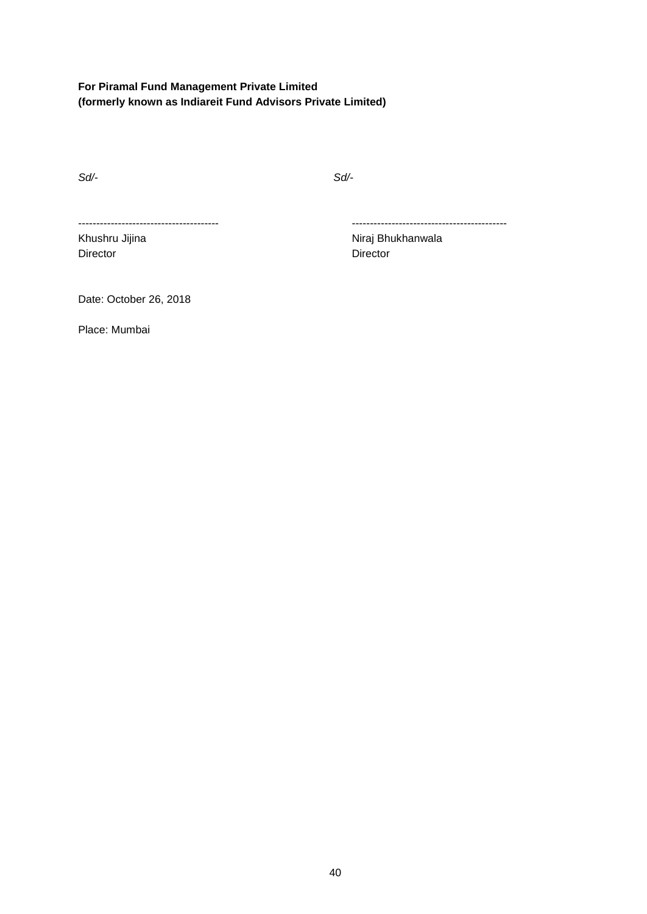**For Piramal Fund Management Private Limited**
**(formerly known as Indiareit Fund Advisors Private Limited)**

| | |
|---|---|
| *Sd/-* | *Sd/-* |
| --------------------------------------- | ------------------------------------------ |
| Khushru Jijina | Niraj Bhukhanwala |
| Director | Director |

Date: October 26, 2018

Place: Mumbai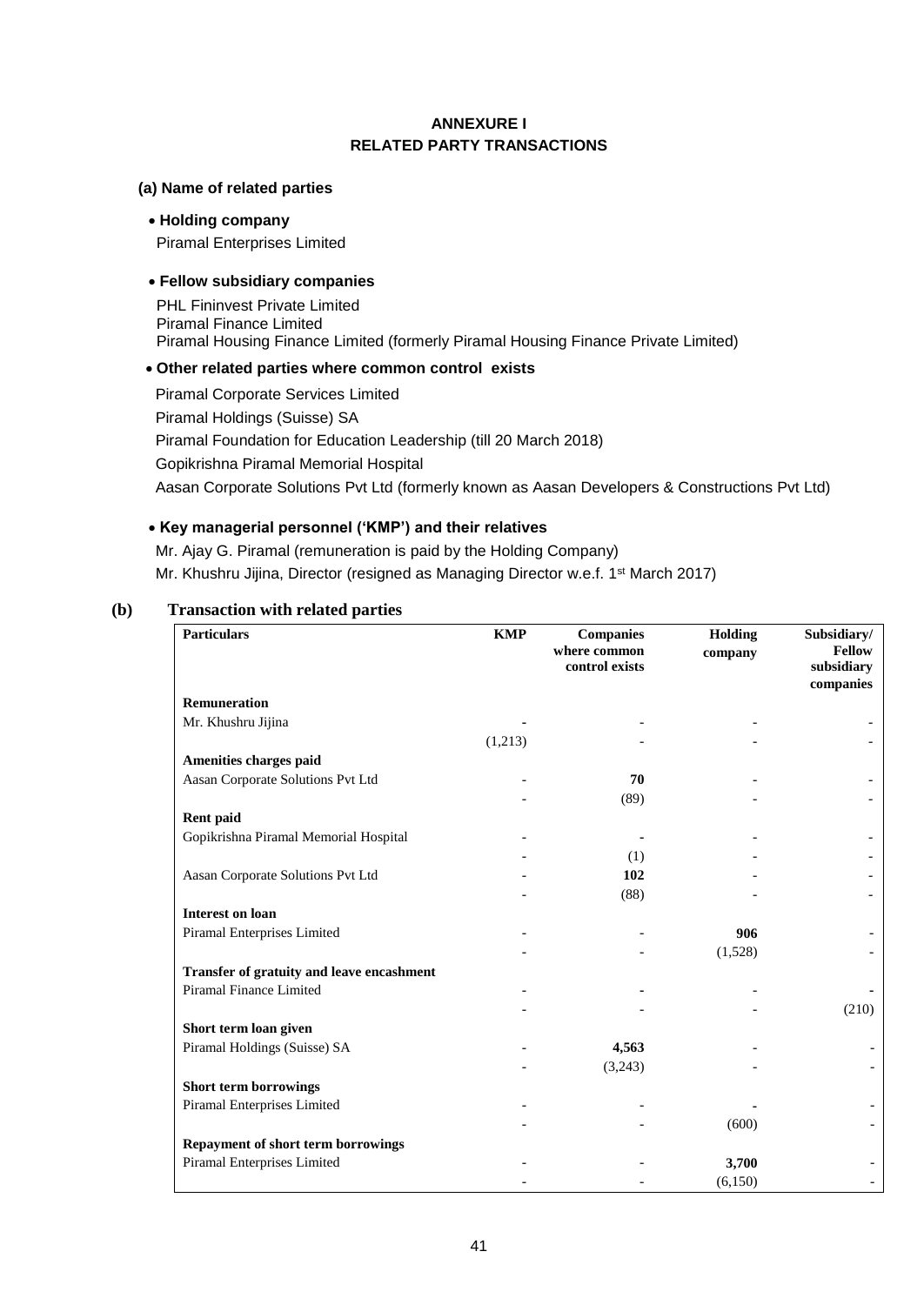# ANNEXURE I
## RELATED PARTY TRANSACTIONS

**(a) Name of related parties**

- **Holding company**

  Piramal Enterprises Limited

- **Fellow subsidiary companies**

  PHL Fininvest Private Limited
  Piramal Finance Limited
  Piramal Housing Finance Limited (formerly Piramal Housing Finance Private Limited)

- **Other related parties where common control exists**

  Piramal Corporate Services Limited
  Piramal Holdings (Suisse) SA
  Piramal Foundation for Education Leadership (till 20 March 2018)
  Gopikrishna Piramal Memorial Hospital
  Aasan Corporate Solutions Pvt Ltd (formerly known as Aasan Developers & Constructions Pvt Ltd)

- **Key managerial personnel ('KMP') and their relatives**

  Mr. Ajay G. Piramal (remuneration is paid by the Holding Company)
  Mr. Khushru Jijina, Director (resigned as Managing Director w.e.f. 1st March 2017)

**(b) Transaction with related parties**

| Particulars | KMP | Companies where common control exists | Holding company | Subsidiary/ Fellow subsidiary companies |
|---|---|---|---|---|
| **Remuneration** | | | | |
| Mr. Khushru Jijina | **-** | - | - | - |
| | (1,213) | - | - | - |
| **Amenities charges paid** | | | | |
| Aasan Corporate Solutions Pvt Ltd | - | **70** | - | - |
| | - | (89) | - | - |
| **Rent paid** | | | | |
| Gopikrishna Piramal Memorial Hospital | - | **-** | - | - |
| | - | (1) | - | - |
| Aasan Corporate Solutions Pvt Ltd | - | **102** | - | - |
| | - | (88) | - | - |
| **Interest on loan** | | | | |
| Piramal Enterprises Limited | - | - | **906** | - |
| | - | - | (1,528) | - |
| **Transfer of gratuity and leave encashment** | | | | |
| Piramal Finance Limited | - | **-** | - | **-** |
| | - | - | - | (210) |
| **Short term loan given** | | | | |
| Piramal Holdings (Suisse) SA | - | **4,563** | - | - |
| | - | (3,243) | - | - |
| **Short term borrowings** | | | | |
| Piramal Enterprises Limited | - | - | **-** | - |
| | - | - | (600) | - |
| **Repayment of short term borrowings** | | | | |
| Piramal Enterprises Limited | - | - | **3,700** | - |
| | - | - | (6,150) | - |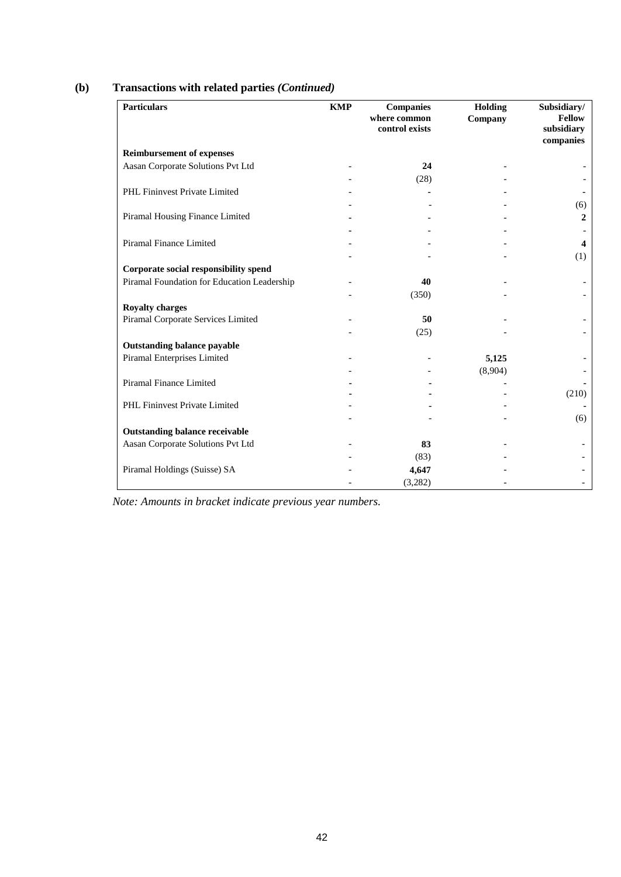## (b) Transactions with related parties *(Continued)*

| Particulars | KMP | Companies where common control exists | Holding Company | Subsidiary/ Fellow subsidiary companies |
|---|---|---|---|---|
| **Reimbursement of expenses** | | | | |
| Aasan Corporate Solutions Pvt Ltd | - | **24** | - | - |
| | - | (28) | - | - |
| PHL Fininvest Private Limited | - | **-** | - | **-** |
| | - | - | - | (6) |
| Piramal Housing Finance Limited | **-** | - | - | **2** |
| | **-** | - | - | - |
| Piramal Finance Limited | - | - | - | **4** |
| | - | - | - | (1) |
| **Corporate social responsibility spend** | | | | |
| Piramal Foundation for Education Leadership | - | **40** | - | - |
| | - | (350) | - | - |
| **Royalty charges** | | | | |
| Piramal Corporate Services Limited | - | **50** | - | - |
| | - | (25) | - | - |
| **Outstanding balance payable** | | | | |
| Piramal Enterprises Limited | - | - | **5,125** | - |
| | - | - | (8,904) | - |
| Piramal Finance Limited | - | **-** | - | **-** |
| | **-** | **-** | - | (210) |
| PHL Fininvest Private Limited | - | **-** | - | **-** |
| | - | - | - | (6) |
| **Outstanding balance receivable** | | | | |
| Aasan Corporate Solutions Pvt Ltd | - | **83** | - | - |
| | - | (83) | - | - |
| Piramal Holdings (Suisse) SA | - | **4,647** | - | - |
| | - | (3,282) | - | - |

*Note: Amounts in bracket indicate previous year numbers.*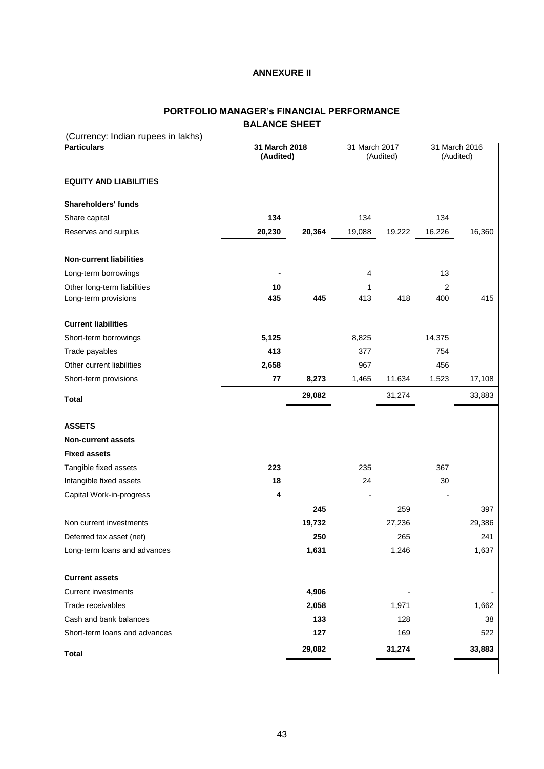**ANNEXURE II**

**PORTFOLIO MANAGER's FINANCIAL PERFORMANCE**
**BALANCE SHEET**

(Currency: Indian rupees in lakhs)

| **Particulars** | **31 March 2018 (Audited)** | | 31 March 2017 (Audited) | | 31 March 2016 (Audited) | |
|---|---|---|---|---|---|---|
| **EQUITY AND LIABILITIES** | | | | | | |
| **Shareholders' funds** | | | | | | |
| Share capital | **134** | | 134 | | 134 | |
| Reserves and surplus | **20,230** | **20,364** | 19,088 | 19,222 | 16,226 | 16,360 |
| **Non-current liabilities** | | | | | | |
| Long-term borrowings | **-** | | 4 | | 13 | |
| Other long-term liabilities | **10** | | 1 | | 2 | |
| Long-term provisions | **435** | **445** | 413 | 418 | 400 | 415 |
| **Current liabilities** | | | | | | |
| Short-term borrowings | **5,125** | | 8,825 | | 14,375 | |
| Trade payables | **413** | | 377 | | 754 | |
| Other current liabilities | **2,658** | | 967 | | 456 | |
| Short-term provisions | **77** | **8,273** | 1,465 | 11,634 | 1,523 | 17,108 |
| **Total** | | **29,082** | | 31,274 | | 33,883 |
| **ASSETS** | | | | | | |
| **Non-current assets** | | | | | | |
| **Fixed assets** | | | | | | |
| Tangible fixed assets | **223** | | 235 | | 367 | |
| Intangible fixed assets | **18** | | 24 | | 30 | |
| Capital Work-in-progress | **4** | | - | | - | |
| | | **245** | | 259 | | 397 |
| Non current investments | | **19,732** | | 27,236 | | 29,386 |
| Deferred tax asset (net) | | **250** | | 265 | | 241 |
| Long-term loans and advances | | **1,631** | | 1,246 | | 1,637 |
| **Current assets** | | | | | | |
| Current investments | | **4,906** | | - | | - |
| Trade receivables | | **2,058** | | 1,971 | | 1,662 |
| Cash and bank balances | | **133** | | 128 | | 38 |
| Short-term loans and advances | | **127** | | 169 | | 522 |
| **Total** | | **29,082** | | **31,274** | | **33,883** |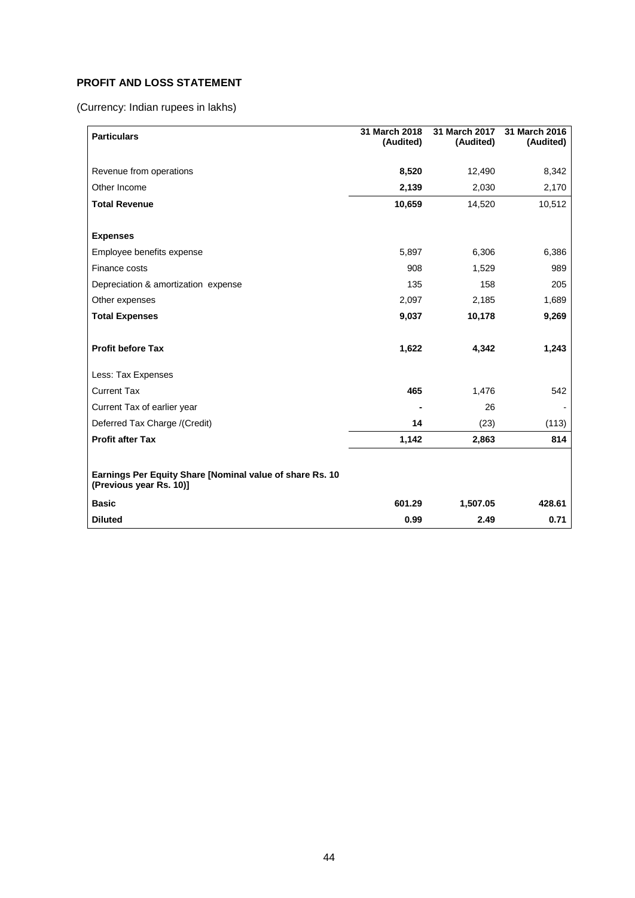## PROFIT AND LOSS STATEMENT

(Currency: Indian rupees in lakhs)

| Particulars | 31 March 2018 (Audited) | 31 March 2017 (Audited) | 31 March 2016 (Audited) |
|---|---|---|---|
| Revenue from operations | **8,520** | 12,490 | 8,342 |
| Other Income | **2,139** | 2,030 | 2,170 |
| **Total Revenue** | **10,659** | 14,520 | 10,512 |
| **Expenses** | | | |
| Employee benefits expense | 5,897 | 6,306 | 6,386 |
| Finance costs | 908 | 1,529 | 989 |
| Depreciation & amortization expense | 135 | 158 | 205 |
| Other expenses | 2,097 | 2,185 | 1,689 |
| **Total Expenses** | **9,037** | **10,178** | **9,269** |
| **Profit before Tax** | **1,622** | **4,342** | **1,243** |
| Less: Tax Expenses | | | |
| Current Tax | **465** | 1,476 | 542 |
| Current Tax of earlier year | **-** | 26 | - |
| Deferred Tax Charge /(Credit) | **14** | (23) | (113) |
| **Profit after Tax** | **1,142** | **2,863** | **814** |
| **Earnings Per Equity Share [Nominal value of share Rs. 10 (Previous year Rs. 10)]** | | | |
| **Basic** | **601.29** | **1,507.05** | **428.61** |
| **Diluted** | **0.99** | **2.49** | **0.71** |